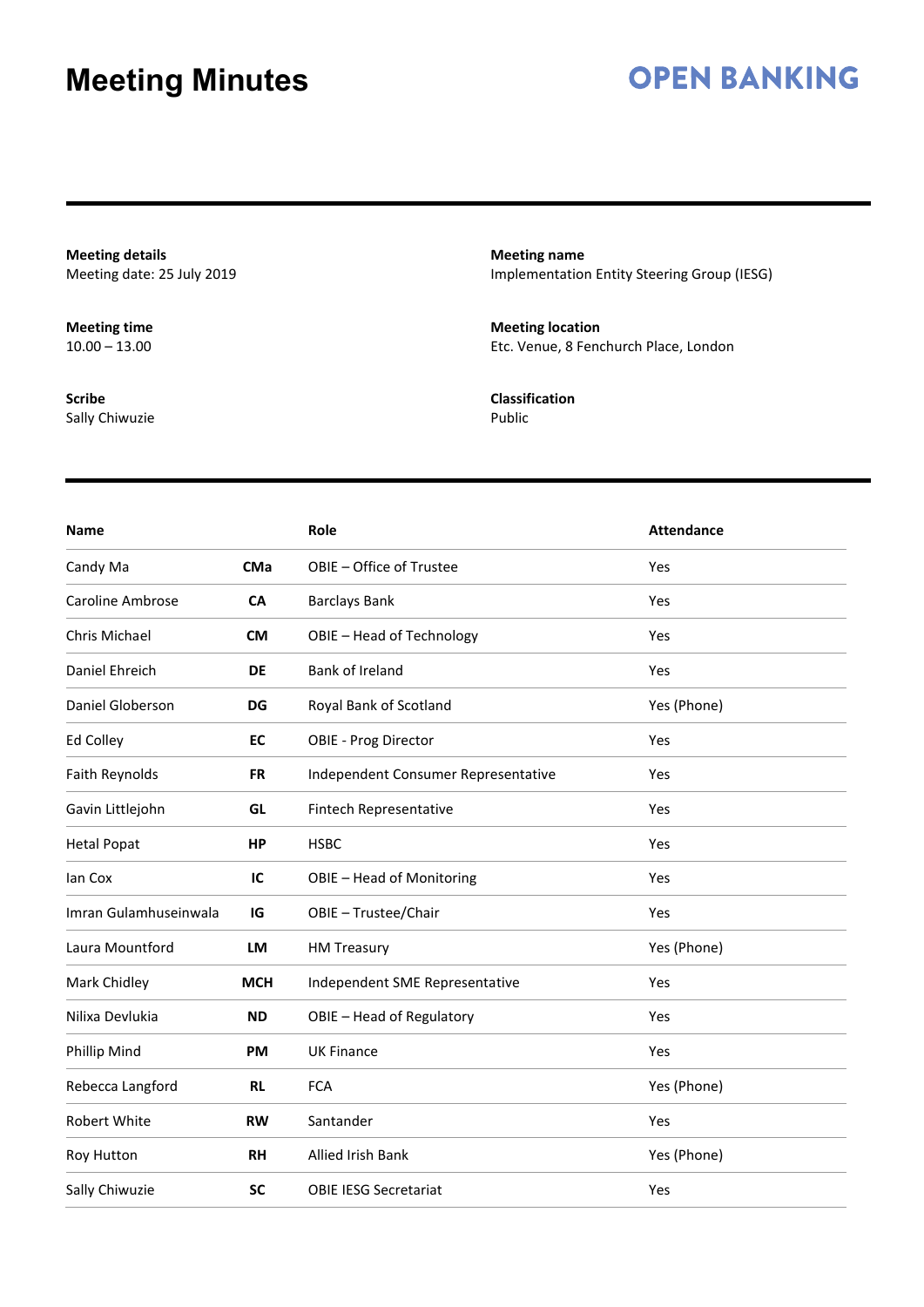# Meeting Minutes

**OPEN BANKING**

**Meeting details**
Meeting date: 25 July 2019

**Meeting name**
Implementation Entity Steering Group (IESG)

**Meeting time**
10.00 – 13.00

**Meeting location**
Etc. Venue, 8 Fenchurch Place, London

**Scribe**
Sally Chiwuzie

**Classification**
Public

| Name | | Role | Attendance |
|---|---|---|---|
| Candy Ma | **CMa** | OBIE – Office of Trustee | Yes |
| Caroline Ambrose | **CA** | Barclays Bank | Yes |
| Chris Michael | **CM** | OBIE – Head of Technology | Yes |
| Daniel Ehreich | **DE** | Bank of Ireland | Yes |
| Daniel Globerson | **DG** | Royal Bank of Scotland | Yes (Phone) |
| Ed Colley | **EC** | OBIE - Prog Director | Yes |
| Faith Reynolds | **FR** | Independent Consumer Representative | Yes |
| Gavin Littlejohn | **GL** | Fintech Representative | Yes |
| Hetal Popat | **HP** | HSBC | Yes |
| Ian Cox | **IC** | OBIE – Head of Monitoring | Yes |
| Imran Gulamhuseinwala | **IG** | OBIE – Trustee/Chair | Yes |
| Laura Mountford | **LM** | HM Treasury | Yes (Phone) |
| Mark Chidley | **MCH** | Independent SME Representative | Yes |
| Nilixa Devlukia | **ND** | OBIE – Head of Regulatory | Yes |
| Phillip Mind | **PM** | UK Finance | Yes |
| Rebecca Langford | **RL** | FCA | Yes (Phone) |
| Robert White | **RW** | Santander | Yes |
| Roy Hutton | **RH** | Allied Irish Bank | Yes (Phone) |
| Sally Chiwuzie | **SC** | OBIE IESG Secretariat | Yes |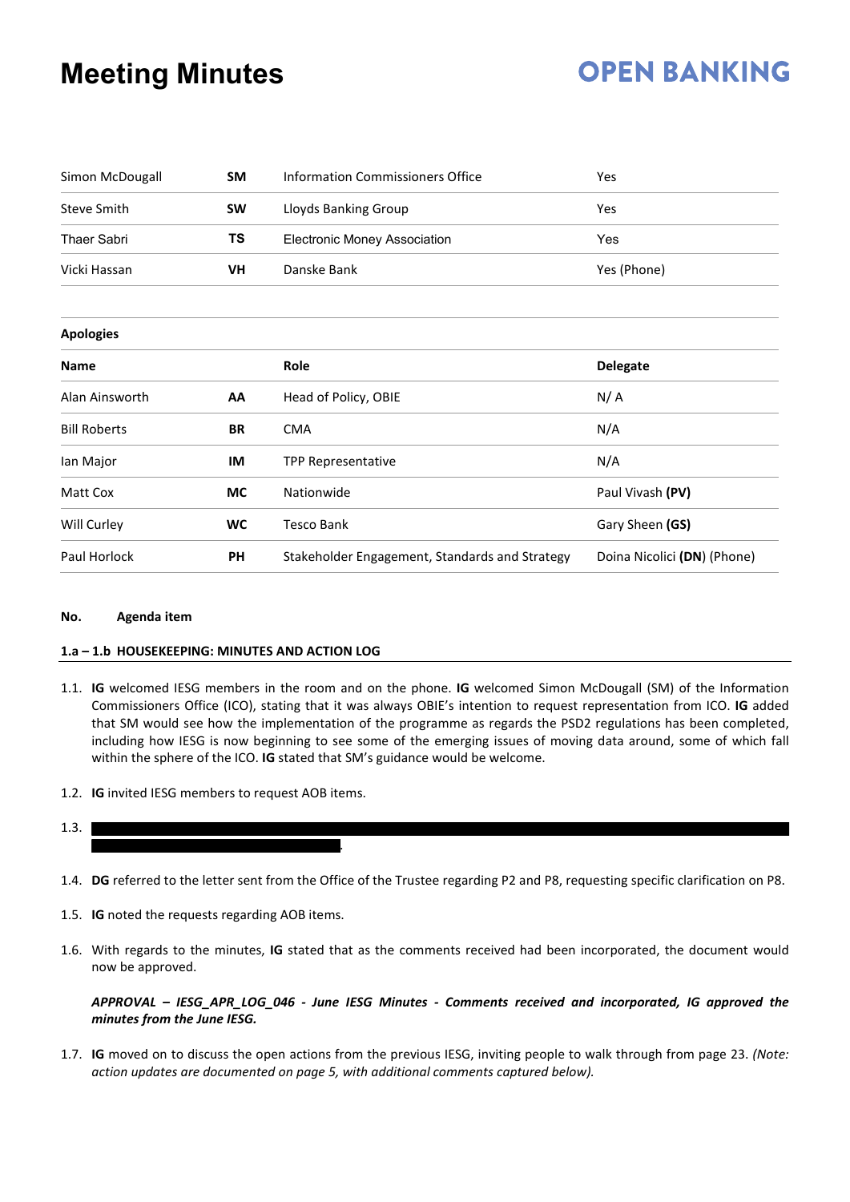# Meeting Minutes

| | | | |
|---|---|---|---|
| Simon McDougall | **SM** | Information Commissioners Office | Yes |
| Steve Smith | **SW** | Lloyds Banking Group | Yes |
| Thaer Sabri | **TS** | Electronic Money Association | Yes |
| Vicki Hassan | **VH** | Danske Bank | Yes (Phone) |

**Apologies**

| **Name** | | **Role** | **Delegate** |
|---|---|---|---|
| Alan Ainsworth | **AA** | Head of Policy, OBIE | N/ A |
| Bill Roberts | **BR** | CMA | N/A |
| Ian Major | **IM** | TPP Representative | N/A |
| Matt Cox | **MC** | Nationwide | Paul Vivash **(PV)** |
| Will Curley | **WC** | Tesco Bank | Gary Sheen **(GS)** |
| Paul Horlock | **PH** | Stakeholder Engagement, Standards and Strategy | Doina Nicolici **(DN)** (Phone) |

**No. Agenda item**

**1.a – 1.b HOUSEKEEPING: MINUTES AND ACTION LOG**

1.1. **IG** welcomed IESG members in the room and on the phone. **IG** welcomed Simon McDougall (SM) of the Information Commissioners Office (ICO), stating that it was always OBIE's intention to request representation from ICO. **IG** added that SM would see how the implementation of the programme as regards the PSD2 regulations has been completed, including how IESG is now beginning to see some of the emerging issues of moving data around, some of which fall within the sphere of the ICO. **IG** stated that SM's guidance would be welcome.

1.2. **IG** invited IESG members to request AOB items.

1.3. [REDACTED]

1.4. **DG** referred to the letter sent from the Office of the Trustee regarding P2 and P8, requesting specific clarification on P8.

1.5. **IG** noted the requests regarding AOB items.

1.6. With regards to the minutes, **IG** stated that as the comments received had been incorporated, the document would now be approved.

***APPROVAL – IESG_APR_LOG_046 - June IESG Minutes - Comments received and incorporated, IG approved the minutes from the June IESG.***

1.7. **IG** moved on to discuss the open actions from the previous IESG, inviting people to walk through from page 23. *(Note: action updates are documented on page 5, with additional comments captured below).*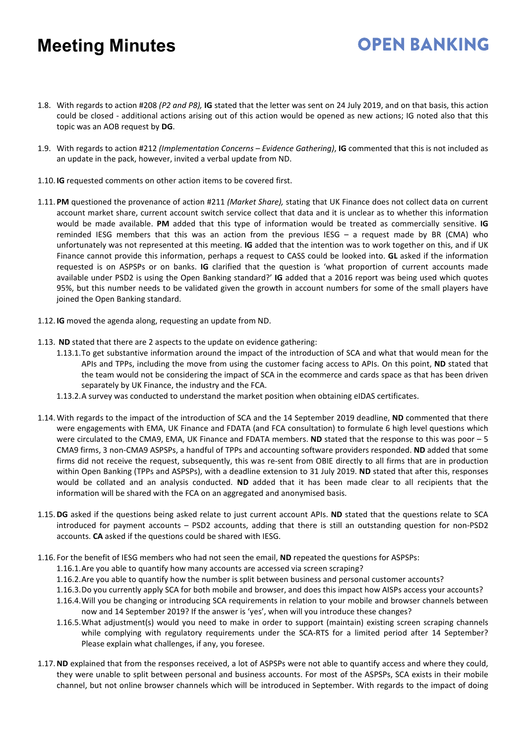- 1.8. With regards to action #208 *(P2 and P8),* **IG** stated that the letter was sent on 24 July 2019, and on that basis, this action could be closed - additional actions arising out of this action would be opened as new actions; IG noted also that this topic was an AOB request by **DG**.

- 1.9. With regards to action #212 *(Implementation Concerns – Evidence Gathering)*, **IG** commented that this is not included as an update in the pack, however, invited a verbal update from ND.

- 1.10. **IG** requested comments on other action items to be covered first.

- 1.11. **PM** questioned the provenance of action #211 *(Market Share),* stating that UK Finance does not collect data on current account market share, current account switch service collect that data and it is unclear as to whether this information would be made available. **PM** added that this type of information would be treated as commercially sensitive. **IG** reminded IESG members that this was an action from the previous IESG – a request made by BR (CMA) who unfortunately was not represented at this meeting. **IG** added that the intention was to work together on this, and if UK Finance cannot provide this information, perhaps a request to CASS could be looked into. **GL** asked if the information requested is on ASPSPs or on banks. **IG** clarified that the question is 'what proportion of current accounts made available under PSD2 is using the Open Banking standard?' **IG** added that a 2016 report was being used which quotes 95%, but this number needs to be validated given the growth in account numbers for some of the small players have joined the Open Banking standard.

- 1.12. **IG** moved the agenda along, requesting an update from ND.

- 1.13. **ND** stated that there are 2 aspects to the update on evidence gathering:
  - 1.13.1. To get substantive information around the impact of the introduction of SCA and what that would mean for the APIs and TPPs, including the move from using the customer facing access to APIs. On this point, **ND** stated that the team would not be considering the impact of SCA in the ecommerce and cards space as that has been driven separately by UK Finance, the industry and the FCA.
  - 1.13.2. A survey was conducted to understand the market position when obtaining eIDAS certificates.

- 1.14. With regards to the impact of the introduction of SCA and the 14 September 2019 deadline, **ND** commented that there were engagements with EMA, UK Finance and FDATA (and FCA consultation) to formulate 6 high level questions which were circulated to the CMA9, EMA, UK Finance and FDATA members. **ND** stated that the response to this was poor – 5 CMA9 firms, 3 non-CMA9 ASPSPs, a handful of TPPs and accounting software providers responded. **ND** added that some firms did not receive the request, subsequently, this was re-sent from OBIE directly to all firms that are in production within Open Banking (TPPs and ASPSPs), with a deadline extension to 31 July 2019. **ND** stated that after this, responses would be collated and an analysis conducted. **ND** added that it has been made clear to all recipients that the information will be shared with the FCA on an aggregated and anonymised basis.

- 1.15. **DG** asked if the questions being asked relate to just current account APIs. **ND** stated that the questions relate to SCA introduced for payment accounts – PSD2 accounts, adding that there is still an outstanding question for non-PSD2 accounts. **CA** asked if the questions could be shared with IESG.

- 1.16. For the benefit of IESG members who had not seen the email, **ND** repeated the questions for ASPSPs:
  - 1.16.1. Are you able to quantify how many accounts are accessed via screen scraping?
  - 1.16.2. Are you able to quantify how the number is split between business and personal customer accounts?
  - 1.16.3. Do you currently apply SCA for both mobile and browser, and does this impact how AISPs access your accounts?
  - 1.16.4. Will you be changing or introducing SCA requirements in relation to your mobile and browser channels between now and 14 September 2019? If the answer is 'yes', when will you introduce these changes?
  - 1.16.5. What adjustment(s) would you need to make in order to support (maintain) existing screen scraping channels while complying with regulatory requirements under the SCA-RTS for a limited period after 14 September? Please explain what challenges, if any, you foresee.

- 1.17. **ND** explained that from the responses received, a lot of ASPSPs were not able to quantify access and where they could, they were unable to split between personal and business accounts. For most of the ASPSPs, SCA exists in their mobile channel, but not online browser channels which will be introduced in September. With regards to the impact of doing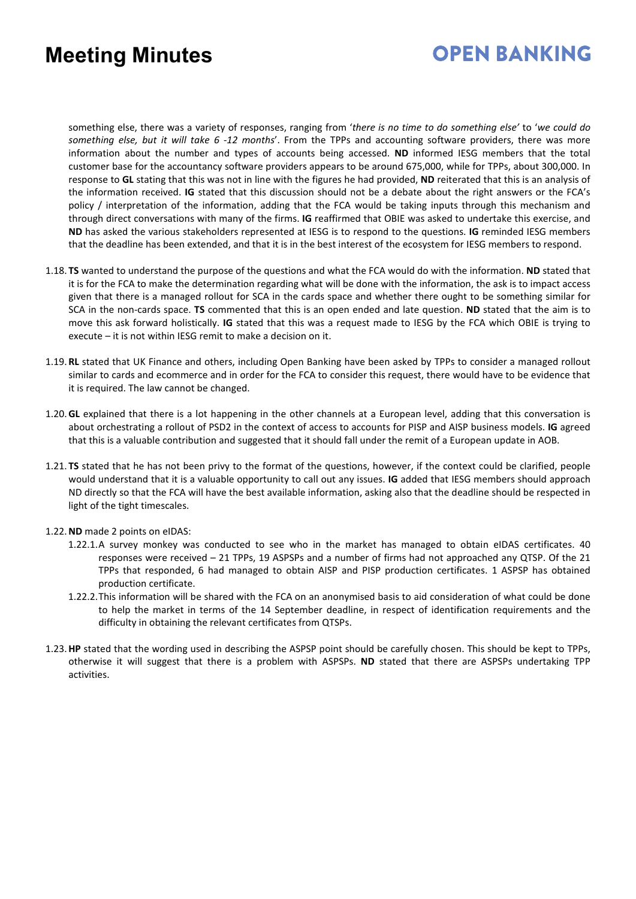something else, there was a variety of responses, ranging from '*there is no time to do something else*' to '*we could do something else, but it will take 6 -12 months*'. From the TPPs and accounting software providers, there was more information about the number and types of accounts being accessed. **ND** informed IESG members that the total customer base for the accountancy software providers appears to be around 675,000, while for TPPs, about 300,000. In response to **GL** stating that this was not in line with the figures he had provided, **ND** reiterated that this is an analysis of the information received. **IG** stated that this discussion should not be a debate about the right answers or the FCA's policy / interpretation of the information, adding that the FCA would be taking inputs through this mechanism and through direct conversations with many of the firms. **IG** reaffirmed that OBIE was asked to undertake this exercise, and **ND** has asked the various stakeholders represented at IESG is to respond to the questions. **IG** reminded IESG members that the deadline has been extended, and that it is in the best interest of the ecosystem for IESG members to respond.

1.18. **TS** wanted to understand the purpose of the questions and what the FCA would do with the information. **ND** stated that it is for the FCA to make the determination regarding what will be done with the information, the ask is to impact access given that there is a managed rollout for SCA in the cards space and whether there ought to be something similar for SCA in the non-cards space. **TS** commented that this is an open ended and late question. **ND** stated that the aim is to move this ask forward holistically. **IG** stated that this was a request made to IESG by the FCA which OBIE is trying to execute – it is not within IESG remit to make a decision on it.

1.19. **RL** stated that UK Finance and others, including Open Banking have been asked by TPPs to consider a managed rollout similar to cards and ecommerce and in order for the FCA to consider this request, there would have to be evidence that it is required. The law cannot be changed.

1.20. **GL** explained that there is a lot happening in the other channels at a European level, adding that this conversation is about orchestrating a rollout of PSD2 in the context of access to accounts for PISP and AISP business models. **IG** agreed that this is a valuable contribution and suggested that it should fall under the remit of a European update in AOB.

1.21. **TS** stated that he has not been privy to the format of the questions, however, if the context could be clarified, people would understand that it is a valuable opportunity to call out any issues. **IG** added that IESG members should approach ND directly so that the FCA will have the best available information, asking also that the deadline should be respected in light of the tight timescales.

1.22. **ND** made 2 points on eIDAS:

   1.22.1. A survey monkey was conducted to see who in the market has managed to obtain eIDAS certificates. 40 responses were received – 21 TPPs, 19 ASPSPs and a number of firms had not approached any QTSP. Of the 21 TPPs that responded, 6 had managed to obtain AISP and PISP production certificates. 1 ASPSP has obtained production certificate.

   1.22.2. This information will be shared with the FCA on an anonymised basis to aid consideration of what could be done to help the market in terms of the 14 September deadline, in respect of identification requirements and the difficulty in obtaining the relevant certificates from QTSPs.

1.23. **HP** stated that the wording used in describing the ASPSP point should be carefully chosen. This should be kept to TPPs, otherwise it will suggest that there is a problem with ASPSPs. **ND** stated that there are ASPSPs undertaking TPP activities.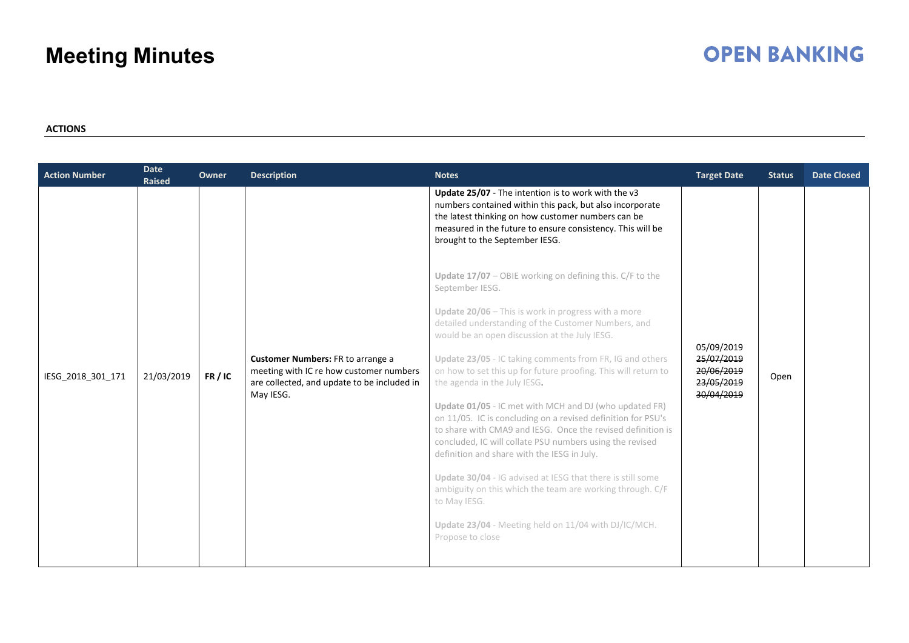# Meeting Minutes

**ACTIONS**

| Action Number | Date Raised | Owner | Description | Notes | Target Date | Status | Date Closed |
|---|---|---|---|---|---|---|---|
| IESG_2018_301_171 | 21/03/2019 | **FR / IC** | **Customer Numbers:** FR to arrange a meeting with IC re how customer numbers are collected, and update to be included in May IESG. | **Update 25/07** - The intention is to work with the v3 numbers contained within this pack, but also incorporate the latest thinking on how customer numbers can be measured in the future to ensure consistency. This will be brought to the September IESG.<br><br>**Update 17/07** – OBIE working on defining this. C/F to the September IESG.<br><br>**Update 20/06** – This is work in progress with a more detailed understanding of the Customer Numbers, and would be an open discussion at the July IESG.<br><br>**Update 23/05** - IC taking comments from FR, IG and others on how to set this up for future proofing. This will return to the agenda in the July IESG.<br><br>**Update 01/05** - IC met with MCH and DJ (who updated FR) on 11/05. IC is concluding on a revised definition for PSU's to share with CMA9 and IESG. Once the revised definition is concluded, IC will collate PSU numbers using the revised definition and share with the IESG in July.<br><br>**Update 30/04** - IG advised at IESG that there is still some ambiguity on this which the team are working through. C/F to May IESG.<br><br>**Update 23/04** - Meeting held on 11/04 with DJ/IC/MCH. Propose to close | 05/09/2019<br>~~25/07/2019~~<br>~~20/06/2019~~<br>~~23/05/2019~~<br>~~30/04/2019~~ | Open | |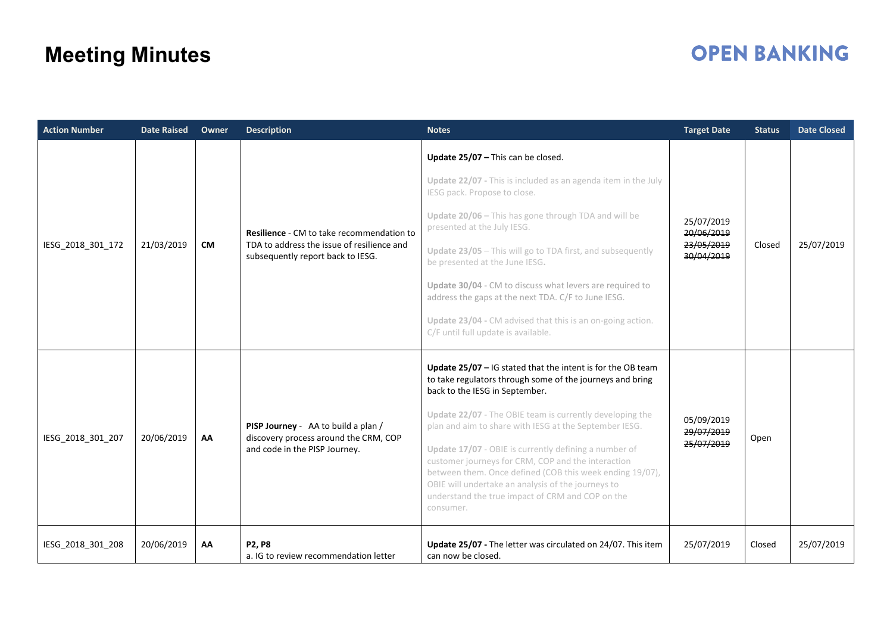# Meeting Minutes

**OPEN BANKING**

| Action Number | Date Raised | Owner | Description | Notes | Target Date | Status | Date Closed |
|---|---|---|---|---|---|---|---|
| IESG_2018_301_172 | 21/03/2019 | **CM** | **Resilience** - CM to take recommendation to TDA to address the issue of resilience and subsequently report back to IESG. | **Update 25/07 –** This can be closed.<br><br>**Update 22/07 -** This is included as an agenda item in the July IESG pack. Propose to close.<br><br>**Update 20/06 –** This has gone through TDA and will be presented at the July IESG.<br><br>**Update 23/05** – This will go to TDA first, and subsequently be presented at the June IESG.<br><br>**Update 30/04** - CM to discuss what levers are required to address the gaps at the next TDA. C/F to June IESG.<br><br>**Update 23/04 -** CM advised that this is an on-going action. C/F until full update is available. | 25/07/2019<br>~~20/06/2019~~<br>~~23/05/2019~~<br>~~30/04/2019~~ | Closed | 25/07/2019 |
| IESG_2018_301_207 | 20/06/2019 | **AA** | **PISP Journey** - AA to build a plan / discovery process around the CRM, COP and code in the PISP Journey. | **Update 25/07 –** IG stated that the intent is for the OB team to take regulators through some of the journeys and bring back to the IESG in September.<br><br>**Update 22/07** - The OBIE team is currently developing the plan and aim to share with IESG at the September IESG.<br><br>**Update 17/07** - OBIE is currently defining a number of customer journeys for CRM, COP and the interaction between them. Once defined (COB this week ending 19/07), OBIE will undertake an analysis of the journeys to understand the true impact of CRM and COP on the consumer. | 05/09/2019<br>~~29/07/2019~~<br>~~25/07/2019~~ | Open | |
| IESG_2018_301_208 | 20/06/2019 | **AA** | **P2, P8**<br>a. IG to review recommendation letter | **Update 25/07 -** The letter was circulated on 24/07. This item can now be closed. | 25/07/2019 | Closed | 25/07/2019 |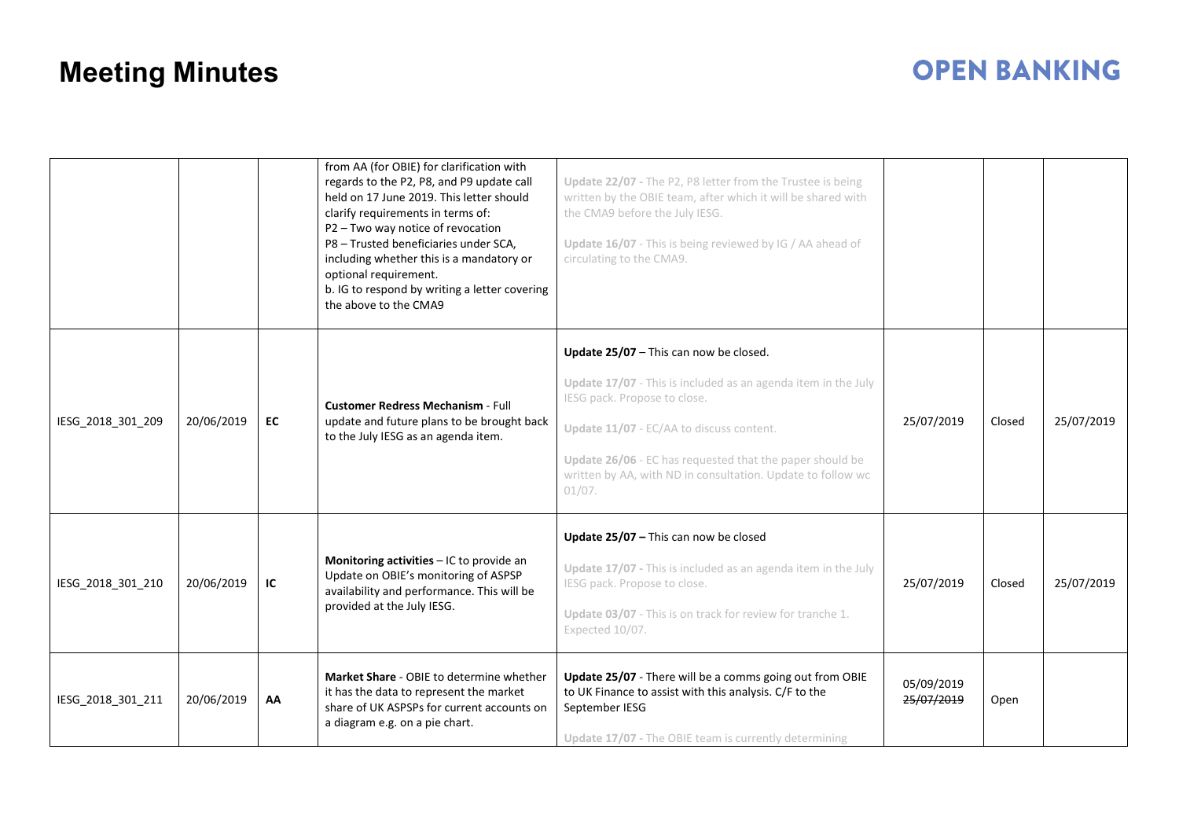# Meeting Minutes

| | | | | | | | |
|---|---|---|---|---|---|---|---|
| | | | from AA (for OBIE) for clarification with regards to the P2, P8, and P9 update call held on 17 June 2019. This letter should clarify requirements in terms of:<br>P2 – Two way notice of revocation<br>P8 – Trusted beneficiaries under SCA, including whether this is a mandatory or optional requirement.<br>b. IG to respond by writing a letter covering the above to the CMA9 | **Update 22/07** - The P2, P8 letter from the Trustee is being written by the OBIE team, after which it will be shared with the CMA9 before the July IESG.<br><br>**Update 16/07** - This is being reviewed by IG / AA ahead of circulating to the CMA9. | | | |
| IESG_2018_301_209 | 20/06/2019 | **EC** | **Customer Redress Mechanism** - Full update and future plans to be brought back to the July IESG as an agenda item. | **Update 25/07** – This can now be closed.<br><br>**Update 17/07** - This is included as an agenda item in the July IESG pack. Propose to close.<br><br>**Update 11/07** - EC/AA to discuss content.<br><br>**Update 26/06** - EC has requested that the paper should be written by AA, with ND in consultation. Update to follow wc 01/07. | 25/07/2019 | Closed | 25/07/2019 |
| IESG_2018_301_210 | 20/06/2019 | **IC** | **Monitoring activities** – IC to provide an Update on OBIE's monitoring of ASPSP availability and performance. This will be provided at the July IESG. | **Update 25/07 –** This can now be closed<br><br>**Update 17/07 -** This is included as an agenda item in the July IESG pack. Propose to close.<br><br>**Update 03/07** - This is on track for review for tranche 1. Expected 10/07. | 25/07/2019 | Closed | 25/07/2019 |
| IESG_2018_301_211 | 20/06/2019 | **AA** | **Market Share** - OBIE to determine whether it has the data to represent the market share of UK ASPSPs for current accounts on a diagram e.g. on a pie chart. | **Update 25/07** - There will be a comms going out from OBIE to UK Finance to assist with this analysis. C/F to the September IESG<br><br>**Update 17/07 -** The OBIE team is currently determining | 05/09/2019<br>~~25/07/2019~~ | Open | |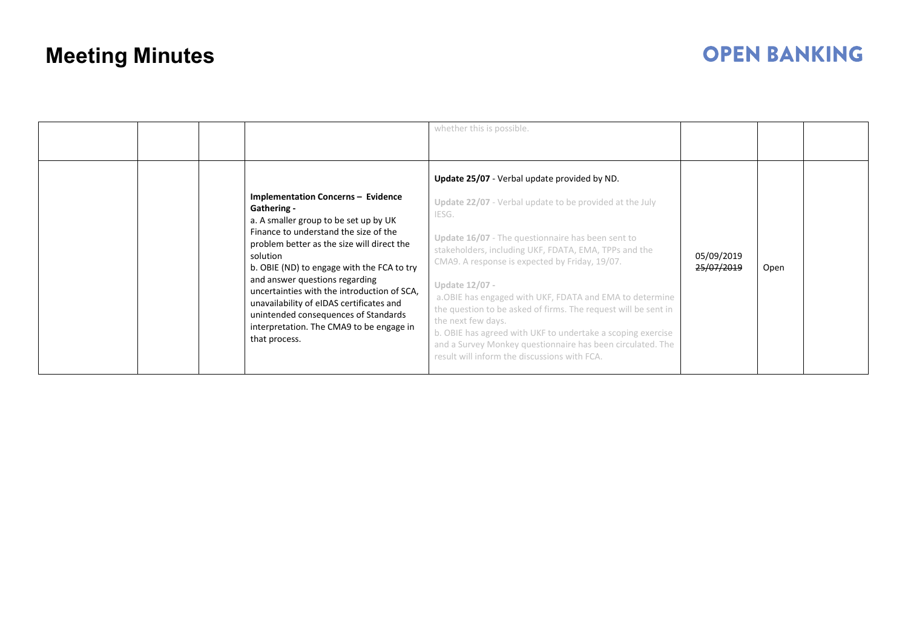# Meeting Minutes

| | | | | | | | |
|---|---|---|---|---|---|---|---|
| | | | | whether this is possible. | | | |
| | | | **Implementation Concerns – Evidence Gathering -**<br>a. A smaller group to be set up by UK Finance to understand the size of the problem better as the size will direct the solution<br>b. OBIE (ND) to engage with the FCA to try and answer questions regarding uncertainties with the introduction of SCA, unavailability of eIDAS certificates and unintended consequences of Standards interpretation. The CMA9 to be engage in that process. | **Update 25/07** - Verbal update provided by ND.<br><br>**Update 22/07** - Verbal update to be provided at the July IESG.<br><br>**Update 16/07** - The questionnaire has been sent to stakeholders, including UKF, FDATA, EMA, TPPs and the CMA9. A response is expected by Friday, 19/07.<br><br>**Update 12/07** -<br>a.OBIE has engaged with UKF, FDATA and EMA to determine the question to be asked of firms. The request will be sent in the next few days.<br>b. OBIE has agreed with UKF to undertake a scoping exercise and a Survey Monkey questionnaire has been circulated. The result will inform the discussions with FCA. | 05/09/2019<br>~~25/07/2019~~ | Open | |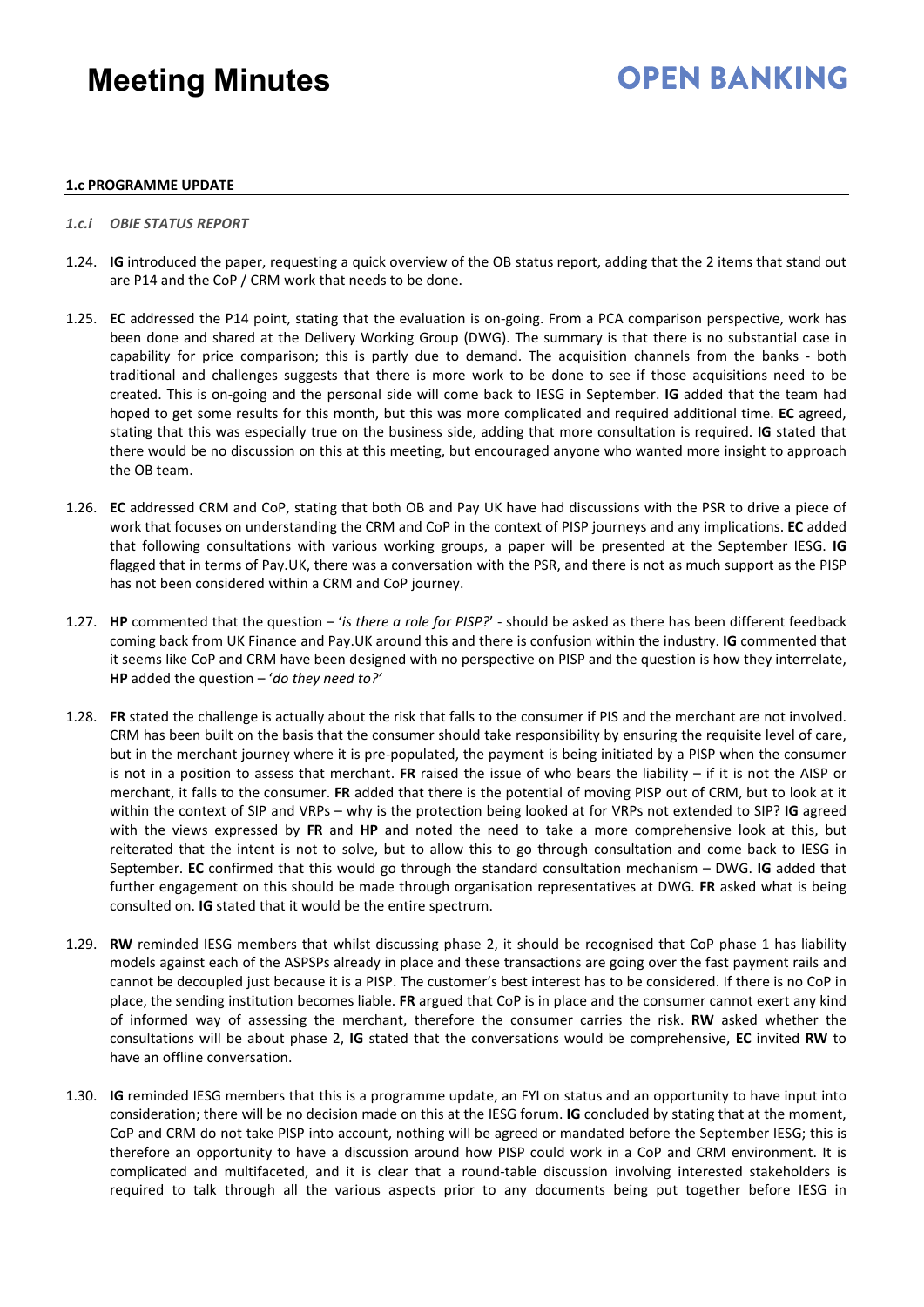#### 1.c PROGRAMME UPDATE

*1.c.i OBIE STATUS REPORT*

1.24. **IG** introduced the paper, requesting a quick overview of the OB status report, adding that the 2 items that stand out are P14 and the CoP / CRM work that needs to be done.

1.25. **EC** addressed the P14 point, stating that the evaluation is on-going. From a PCA comparison perspective, work has been done and shared at the Delivery Working Group (DWG). The summary is that there is no substantial case in capability for price comparison; this is partly due to demand. The acquisition channels from the banks - both traditional and challenges suggests that there is more work to be done to see if those acquisitions need to be created. This is on-going and the personal side will come back to IESG in September. **IG** added that the team had hoped to get some results for this month, but this was more complicated and required additional time. **EC** agreed, stating that this was especially true on the business side, adding that more consultation is required. **IG** stated that there would be no discussion on this at this meeting, but encouraged anyone who wanted more insight to approach the OB team.

1.26. **EC** addressed CRM and CoP, stating that both OB and Pay UK have had discussions with the PSR to drive a piece of work that focuses on understanding the CRM and CoP in the context of PISP journeys and any implications. **EC** added that following consultations with various working groups, a paper will be presented at the September IESG. **IG** flagged that in terms of Pay.UK, there was a conversation with the PSR, and there is not as much support as the PISP has not been considered within a CRM and CoP journey.

1.27. **HP** commented that the question – '*is there a role for PISP?*' - should be asked as there has been different feedback coming back from UK Finance and Pay.UK around this and there is confusion within the industry. **IG** commented that it seems like CoP and CRM have been designed with no perspective on PISP and the question is how they interrelate, **HP** added the question – '*do they need to?*'

1.28. **FR** stated the challenge is actually about the risk that falls to the consumer if PIS and the merchant are not involved. CRM has been built on the basis that the consumer should take responsibility by ensuring the requisite level of care, but in the merchant journey where it is pre-populated, the payment is being initiated by a PISP when the consumer is not in a position to assess that merchant. **FR** raised the issue of who bears the liability – if it is not the AISP or merchant, it falls to the consumer. **FR** added that there is the potential of moving PISP out of CRM, but to look at it within the context of SIP and VRPs – why is the protection being looked at for VRPs not extended to SIP? **IG** agreed with the views expressed by **FR** and **HP** and noted the need to take a more comprehensive look at this, but reiterated that the intent is not to solve, but to allow this to go through consultation and come back to IESG in September. **EC** confirmed that this would go through the standard consultation mechanism – DWG. **IG** added that further engagement on this should be made through organisation representatives at DWG. **FR** asked what is being consulted on. **IG** stated that it would be the entire spectrum.

1.29. **RW** reminded IESG members that whilst discussing phase 2, it should be recognised that CoP phase 1 has liability models against each of the ASPSPs already in place and these transactions are going over the fast payment rails and cannot be decoupled just because it is a PISP. The customer's best interest has to be considered. If there is no CoP in place, the sending institution becomes liable. **FR** argued that CoP is in place and the consumer cannot exert any kind of informed way of assessing the merchant, therefore the consumer carries the risk. **RW** asked whether the consultations will be about phase 2, **IG** stated that the conversations would be comprehensive, **EC** invited **RW** to have an offline conversation.

1.30. **IG** reminded IESG members that this is a programme update, an FYI on status and an opportunity to have input into consideration; there will be no decision made on this at the IESG forum. **IG** concluded by stating that at the moment, CoP and CRM do not take PISP into account, nothing will be agreed or mandated before the September IESG; this is therefore an opportunity to have a discussion around how PISP could work in a CoP and CRM environment. It is complicated and multifaceted, and it is clear that a round-table discussion involving interested stakeholders is required to talk through all the various aspects prior to any documents being put together before IESG in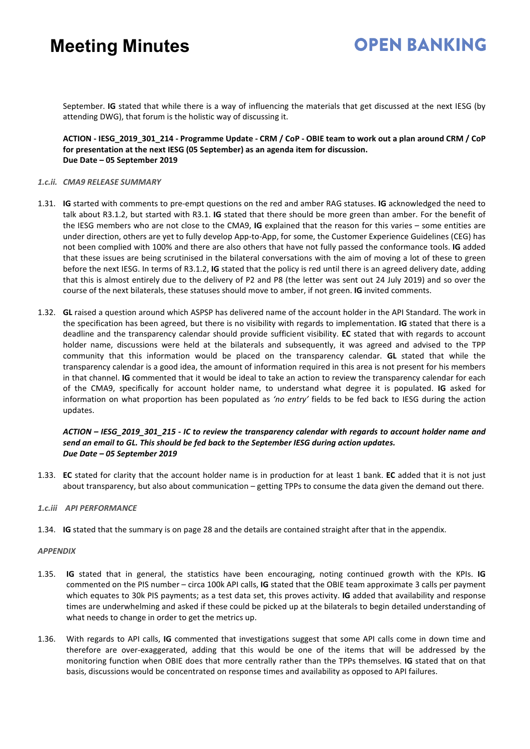September. **IG** stated that while there is a way of influencing the materials that get discussed at the next IESG (by attending DWG), that forum is the holistic way of discussing it.

**ACTION - IESG_2019_301_214 - Programme Update - CRM / CoP - OBIE team to work out a plan around CRM / CoP for presentation at the next IESG (05 September) as an agenda item for discussion.**
**Due Date – 05 September 2019**

*1.c.ii. CMA9 RELEASE SUMMARY*

1.31. **IG** started with comments to pre-empt questions on the red and amber RAG statuses. **IG** acknowledged the need to talk about R3.1.2, but started with R3.1. **IG** stated that there should be more green than amber. For the benefit of the IESG members who are not close to the CMA9, **IG** explained that the reason for this varies – some entities are under direction, others are yet to fully develop App-to-App, for some, the Customer Experience Guidelines (CEG) has not been complied with 100% and there are also others that have not fully passed the conformance tools. **IG** added that these issues are being scrutinised in the bilateral conversations with the aim of moving a lot of these to green before the next IESG. In terms of R3.1.2, **IG** stated that the policy is red until there is an agreed delivery date, adding that this is almost entirely due to the delivery of P2 and P8 (the letter was sent out 24 July 2019) and so over the course of the next bilaterals, these statuses should move to amber, if not green. **IG** invited comments.

1.32. **GL** raised a question around which ASPSP has delivered name of the account holder in the API Standard. The work in the specification has been agreed, but there is no visibility with regards to implementation. **IG** stated that there is a deadline and the transparency calendar should provide sufficient visibility. **EC** stated that with regards to account holder name, discussions were held at the bilaterals and subsequently, it was agreed and advised to the TPP community that this information would be placed on the transparency calendar. **GL** stated that while the transparency calendar is a good idea, the amount of information required in this area is not present for his members in that channel. **IG** commented that it would be ideal to take an action to review the transparency calendar for each of the CMA9, specifically for account holder name, to understand what degree it is populated. **IG** asked for information on what proportion has been populated as *'no entry'* fields to be fed back to IESG during the action updates.

***ACTION – IESG_2019_301_215 - IC to review the transparency calendar with regards to account holder name and send an email to GL. This should be fed back to the September IESG during action updates.***
***Due Date – 05 September 2019***

1.33. **EC** stated for clarity that the account holder name is in production for at least 1 bank. **EC** added that it is not just about transparency, but also about communication – getting TPPs to consume the data given the demand out there.

*1.c.iii API PERFORMANCE*

1.34. **IG** stated that the summary is on page 28 and the details are contained straight after that in the appendix.

*APPENDIX*

1.35. **IG** stated that in general, the statistics have been encouraging, noting continued growth with the KPIs. **IG** commented on the PIS number – circa 100k API calls, **IG** stated that the OBIE team approximate 3 calls per payment which equates to 30k PIS payments; as a test data set, this proves activity. **IG** added that availability and response times are underwhelming and asked if these could be picked up at the bilaterals to begin detailed understanding of what needs to change in order to get the metrics up.

1.36. With regards to API calls, **IG** commented that investigations suggest that some API calls come in down time and therefore are over-exaggerated, adding that this would be one of the items that will be addressed by the monitoring function when OBIE does that more centrally rather than the TPPs themselves. **IG** stated that on that basis, discussions would be concentrated on response times and availability as opposed to API failures.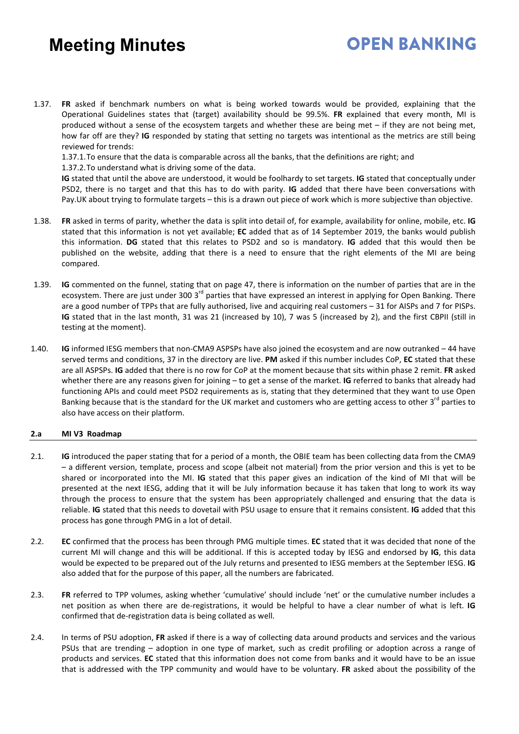1.37. **FR** asked if benchmark numbers on what is being worked towards would be provided, explaining that the Operational Guidelines states that (target) availability should be 99.5%. **FR** explained that every month, MI is produced without a sense of the ecosystem targets and whether these are being met – if they are not being met, how far off are they? **IG** responded by stating that setting no targets was intentional as the metrics are still being reviewed for trends:

1.37.1. To ensure that the data is comparable across all the banks, that the definitions are right; and

1.37.2. To understand what is driving some of the data.

**IG** stated that until the above are understood, it would be foolhardy to set targets. **IG** stated that conceptually under PSD2, there is no target and that this has to do with parity. **IG** added that there have been conversations with Pay.UK about trying to formulate targets – this is a drawn out piece of work which is more subjective than objective.

1.38. **FR** asked in terms of parity, whether the data is split into detail of, for example, availability for online, mobile, etc. **IG** stated that this information is not yet available; **EC** added that as of 14 September 2019, the banks would publish this information. **DG** stated that this relates to PSD2 and so is mandatory. **IG** added that this would then be published on the website, adding that there is a need to ensure that the right elements of the MI are being compared.

1.39. **IG** commented on the funnel, stating that on page 47, there is information on the number of parties that are in the ecosystem. There are just under 300 3rd parties that have expressed an interest in applying for Open Banking. There are a good number of TPPs that are fully authorised, live and acquiring real customers – 31 for AISPs and 7 for PISPs. **IG** stated that in the last month, 31 was 21 (increased by 10), 7 was 5 (increased by 2), and the first CBPII (still in testing at the moment).

1.40. **IG** informed IESG members that non-CMA9 ASPSPs have also joined the ecosystem and are now outranked – 44 have served terms and conditions, 37 in the directory are live. **PM** asked if this number includes CoP, **EC** stated that these are all ASPSPs. **IG** added that there is no row for CoP at the moment because that sits within phase 2 remit. **FR** asked whether there are any reasons given for joining – to get a sense of the market. **IG** referred to banks that already had functioning APIs and could meet PSD2 requirements as is, stating that they determined that they want to use Open Banking because that is the standard for the UK market and customers who are getting access to other 3rd parties to also have access on their platform.

### 2.a MI V3 Roadmap

2.1. **IG** introduced the paper stating that for a period of a month, the OBIE team has been collecting data from the CMA9 – a different version, template, process and scope (albeit not material) from the prior version and this is yet to be shared or incorporated into the MI. **IG** stated that this paper gives an indication of the kind of MI that will be presented at the next IESG, adding that it will be July information because it has taken that long to work its way through the process to ensure that the system has been appropriately challenged and ensuring that the data is reliable. **IG** stated that this needs to dovetail with PSU usage to ensure that it remains consistent. **IG** added that this process has gone through PMG in a lot of detail.

2.2. **EC** confirmed that the process has been through PMG multiple times. **EC** stated that it was decided that none of the current MI will change and this will be additional. If this is accepted today by IESG and endorsed by **IG**, this data would be expected to be prepared out of the July returns and presented to IESG members at the September IESG. **IG** also added that for the purpose of this paper, all the numbers are fabricated.

2.3. **FR** referred to TPP volumes, asking whether 'cumulative' should include 'net' or the cumulative number includes a net position as when there are de-registrations, it would be helpful to have a clear number of what is left. **IG** confirmed that de-registration data is being collated as well.

2.4. In terms of PSU adoption, **FR** asked if there is a way of collecting data around products and services and the various PSUs that are trending – adoption in one type of market, such as credit profiling or adoption across a range of products and services. **EC** stated that this information does not come from banks and it would have to be an issue that is addressed with the TPP community and would have to be voluntary. **FR** asked about the possibility of the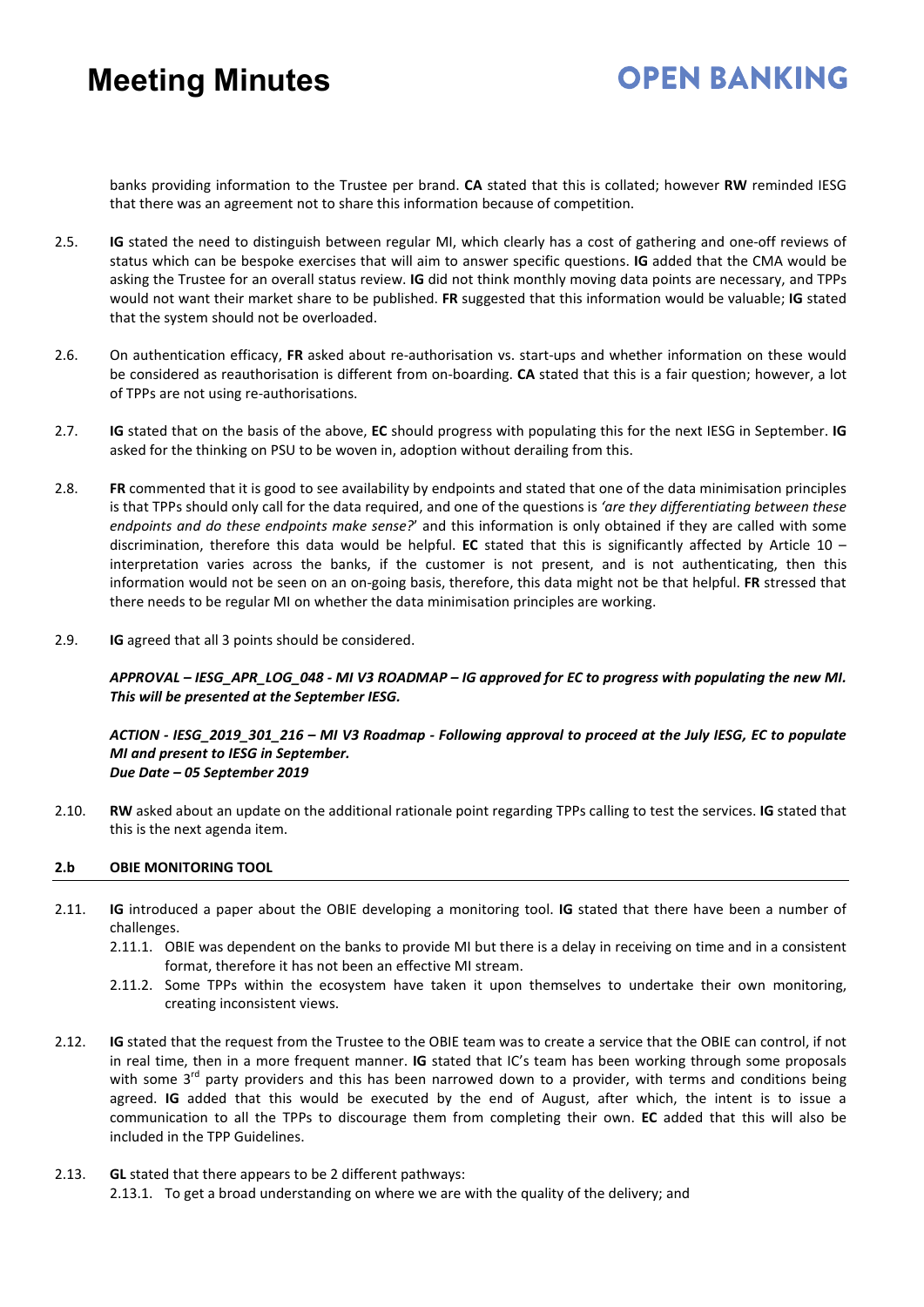banks providing information to the Trustee per brand. **CA** stated that this is collated; however **RW** reminded IESG that there was an agreement not to share this information because of competition.

2.5. **IG** stated the need to distinguish between regular MI, which clearly has a cost of gathering and one-off reviews of status which can be bespoke exercises that will aim to answer specific questions. **IG** added that the CMA would be asking the Trustee for an overall status review. **IG** did not think monthly moving data points are necessary, and TPPs would not want their market share to be published. **FR** suggested that this information would be valuable; **IG** stated that the system should not be overloaded.

2.6. On authentication efficacy, **FR** asked about re-authorisation vs. start-ups and whether information on these would be considered as reauthorisation is different from on-boarding. **CA** stated that this is a fair question; however, a lot of TPPs are not using re-authorisations.

2.7. **IG** stated that on the basis of the above, **EC** should progress with populating this for the next IESG in September. **IG** asked for the thinking on PSU to be woven in, adoption without derailing from this.

2.8. **FR** commented that it is good to see availability by endpoints and stated that one of the data minimisation principles is that TPPs should only call for the data required, and one of the questions is *'are they differentiating between these endpoints and do these endpoints make sense?*' and this information is only obtained if they are called with some discrimination, therefore this data would be helpful. **EC** stated that this is significantly affected by Article 10 – interpretation varies across the banks, if the customer is not present, and is not authenticating, then this information would not be seen on an on-going basis, therefore, this data might not be that helpful. **FR** stressed that there needs to be regular MI on whether the data minimisation principles are working.

2.9. **IG** agreed that all 3 points should be considered.

***APPROVAL – IESG_APR_LOG_048 - MI V3 ROADMAP – IG approved for EC to progress with populating the new MI. This will be presented at the September IESG.***

***ACTION - IESG_2019_301_216 – MI V3 Roadmap - Following approval to proceed at the July IESG, EC to populate MI and present to IESG in September.***
***Due Date – 05 September 2019***

2.10. **RW** asked about an update on the additional rationale point regarding TPPs calling to test the services. **IG** stated that this is the next agenda item.

## 2.b OBIE MONITORING TOOL

2.11. **IG** introduced a paper about the OBIE developing a monitoring tool. **IG** stated that there have been a number of challenges.

2.11.1. OBIE was dependent on the banks to provide MI but there is a delay in receiving on time and in a consistent format, therefore it has not been an effective MI stream.

2.11.2. Some TPPs within the ecosystem have taken it upon themselves to undertake their own monitoring, creating inconsistent views.

2.12. **IG** stated that the request from the Trustee to the OBIE team was to create a service that the OBIE can control, if not in real time, then in a more frequent manner. **IG** stated that IC's team has been working through some proposals with some 3rd party providers and this has been narrowed down to a provider, with terms and conditions being agreed. **IG** added that this would be executed by the end of August, after which, the intent is to issue a communication to all the TPPs to discourage them from completing their own. **EC** added that this will also be included in the TPP Guidelines.

2.13. **GL** stated that there appears to be 2 different pathways:

2.13.1. To get a broad understanding on where we are with the quality of the delivery; and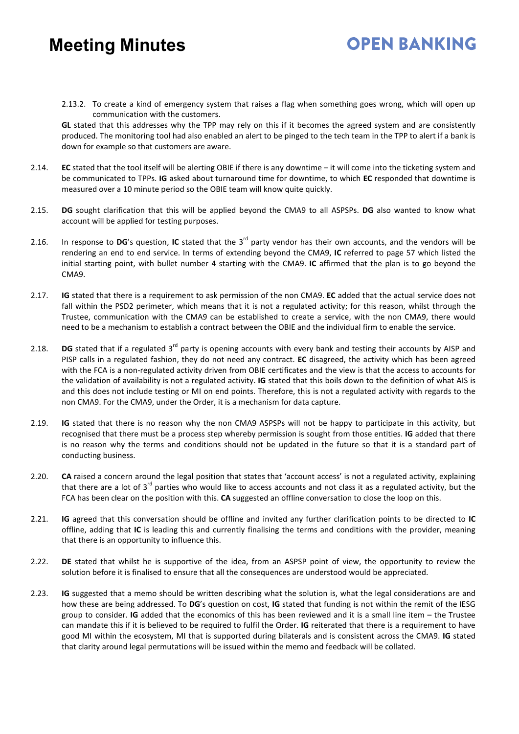2.13.2. To create a kind of emergency system that raises a flag when something goes wrong, which will open up communication with the customers.

**GL** stated that this addresses why the TPP may rely on this if it becomes the agreed system and are consistently produced. The monitoring tool had also enabled an alert to be pinged to the tech team in the TPP to alert if a bank is down for example so that customers are aware.

2.14. **EC** stated that the tool itself will be alerting OBIE if there is any downtime – it will come into the ticketing system and be communicated to TPPs. **IG** asked about turnaround time for downtime, to which **EC** responded that downtime is measured over a 10 minute period so the OBIE team will know quite quickly.

2.15. **DG** sought clarification that this will be applied beyond the CMA9 to all ASPSPs. **DG** also wanted to know what account will be applied for testing purposes.

2.16. In response to **DG**'s question, **IC** stated that the 3rd party vendor has their own accounts, and the vendors will be rendering an end to end service. In terms of extending beyond the CMA9, **IC** referred to page 57 which listed the initial starting point, with bullet number 4 starting with the CMA9. **IC** affirmed that the plan is to go beyond the CMA9.

2.17. **IG** stated that there is a requirement to ask permission of the non CMA9. **EC** added that the actual service does not fall within the PSD2 perimeter, which means that it is not a regulated activity; for this reason, whilst through the Trustee, communication with the CMA9 can be established to create a service, with the non CMA9, there would need to be a mechanism to establish a contract between the OBIE and the individual firm to enable the service.

2.18. **DG** stated that if a regulated 3rd party is opening accounts with every bank and testing their accounts by AISP and PISP calls in a regulated fashion, they do not need any contract. **EC** disagreed, the activity which has been agreed with the FCA is a non-regulated activity driven from OBIE certificates and the view is that the access to accounts for the validation of availability is not a regulated activity. **IG** stated that this boils down to the definition of what AIS is and this does not include testing or MI on end points. Therefore, this is not a regulated activity with regards to the non CMA9. For the CMA9, under the Order, it is a mechanism for data capture.

2.19. **IG** stated that there is no reason why the non CMA9 ASPSPs will not be happy to participate in this activity, but recognised that there must be a process step whereby permission is sought from those entities. **IG** added that there is no reason why the terms and conditions should not be updated in the future so that it is a standard part of conducting business.

2.20. **CA** raised a concern around the legal position that states that 'account access' is not a regulated activity, explaining that there are a lot of 3rd parties who would like to access accounts and not class it as a regulated activity, but the FCA has been clear on the position with this. **CA** suggested an offline conversation to close the loop on this.

2.21. **IG** agreed that this conversation should be offline and invited any further clarification points to be directed to **IC** offline, adding that **IC** is leading this and currently finalising the terms and conditions with the provider, meaning that there is an opportunity to influence this.

2.22. **DE** stated that whilst he is supportive of the idea, from an ASPSP point of view, the opportunity to review the solution before it is finalised to ensure that all the consequences are understood would be appreciated.

2.23. **IG** suggested that a memo should be written describing what the solution is, what the legal considerations are and how these are being addressed. To **DG**'s question on cost, **IG** stated that funding is not within the remit of the IESG group to consider. **IG** added that the economics of this has been reviewed and it is a small line item – the Trustee can mandate this if it is believed to be required to fulfil the Order. **IG** reiterated that there is a requirement to have good MI within the ecosystem, MI that is supported during bilaterals and is consistent across the CMA9. **IG** stated that clarity around legal permutations will be issued within the memo and feedback will be collated.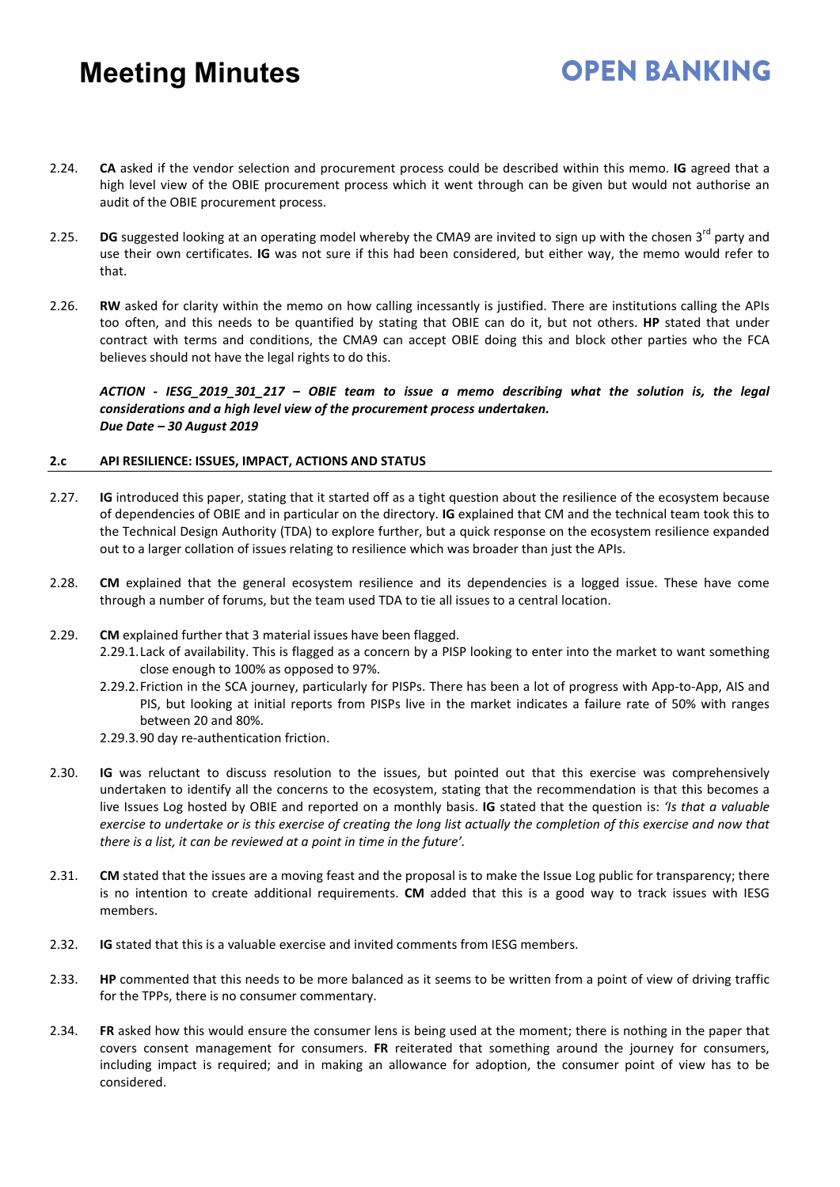2.24. **CA** asked if the vendor selection and procurement process could be described within this memo. **IG** agreed that a high level view of the OBIE procurement process which it went through can be given but would not authorise an audit of the OBIE procurement process.

2.25. **DG** suggested looking at an operating model whereby the CMA9 are invited to sign up with the chosen 3rd party and use their own certificates. **IG** was not sure if this had been considered, but either way, the memo would refer to that.

2.26. **RW** asked for clarity within the memo on how calling incessantly is justified. There are institutions calling the APIs too often, and this needs to be quantified by stating that OBIE can do it, but not others. **HP** stated that under contract with terms and conditions, the CMA9 can accept OBIE doing this and block other parties who the FCA believes should not have the legal rights to do this.

***ACTION - IESG_2019_301_217 – OBIE team to issue a memo describing what the solution is, the legal considerations and a high level view of the procurement process undertaken.***
***Due Date – 30 August 2019***

### 2.c API RESILIENCE: ISSUES, IMPACT, ACTIONS AND STATUS

2.27. **IG** introduced this paper, stating that it started off as a tight question about the resilience of the ecosystem because of dependencies of OBIE and in particular on the directory. **IG** explained that CM and the technical team took this to the Technical Design Authority (TDA) to explore further, but a quick response on the ecosystem resilience expanded out to a larger collation of issues relating to resilience which was broader than just the APIs.

2.28. **CM** explained that the general ecosystem resilience and its dependencies is a logged issue. These have come through a number of forums, but the team used TDA to tie all issues to a central location.

2.29. **CM** explained further that 3 material issues have been flagged.
  - 2.29.1. Lack of availability. This is flagged as a concern by a PISP looking to enter into the market to want something close enough to 100% as opposed to 97%.
  - 2.29.2. Friction in the SCA journey, particularly for PISPs. There has been a lot of progress with App-to-App, AIS and PIS, but looking at initial reports from PISPs live in the market indicates a failure rate of 50% with ranges between 20 and 80%.
  - 2.29.3. 90 day re-authentication friction.

2.30. **IG** was reluctant to discuss resolution to the issues, but pointed out that this exercise was comprehensively undertaken to identify all the concerns to the ecosystem, stating that the recommendation is that this becomes a live Issues Log hosted by OBIE and reported on a monthly basis. **IG** stated that the question is: *'Is that a valuable exercise to undertake or is this exercise of creating the long list actually the completion of this exercise and now that there is a list, it can be reviewed at a point in time in the future'.*

2.31. **CM** stated that the issues are a moving feast and the proposal is to make the Issue Log public for transparency; there is no intention to create additional requirements. **CM** added that this is a good way to track issues with IESG members.

2.32. **IG** stated that this is a valuable exercise and invited comments from IESG members.

2.33. **HP** commented that this needs to be more balanced as it seems to be written from a point of view of driving traffic for the TPPs, there is no consumer commentary.

2.34. **FR** asked how this would ensure the consumer lens is being used at the moment; there is nothing in the paper that covers consent management for consumers. **FR** reiterated that something around the journey for consumers, including impact is required; and in making an allowance for adoption, the consumer point of view has to be considered.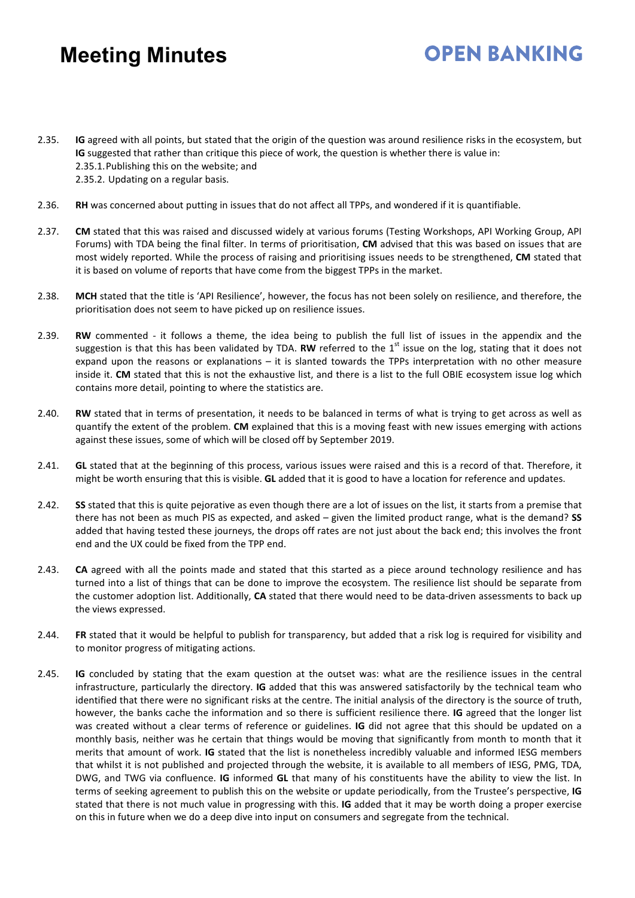2.35. **IG** agreed with all points, but stated that the origin of the question was around resilience risks in the ecosystem, but **IG** suggested that rather than critique this piece of work, the question is whether there is value in:
   2.35.1. Publishing this on the website; and
   2.35.2. Updating on a regular basis.

2.36. **RH** was concerned about putting in issues that do not affect all TPPs, and wondered if it is quantifiable.

2.37. **CM** stated that this was raised and discussed widely at various forums (Testing Workshops, API Working Group, API Forums) with TDA being the final filter. In terms of prioritisation, **CM** advised that this was based on issues that are most widely reported. While the process of raising and prioritising issues needs to be strengthened, **CM** stated that it is based on volume of reports that have come from the biggest TPPs in the market.

2.38. **MCH** stated that the title is 'API Resilience', however, the focus has not been solely on resilience, and therefore, the prioritisation does not seem to have picked up on resilience issues.

2.39. **RW** commented - it follows a theme, the idea being to publish the full list of issues in the appendix and the suggestion is that this has been validated by TDA. **RW** referred to the 1st issue on the log, stating that it does not expand upon the reasons or explanations – it is slanted towards the TPPs interpretation with no other measure inside it. **CM** stated that this is not the exhaustive list, and there is a list to the full OBIE ecosystem issue log which contains more detail, pointing to where the statistics are.

2.40. **RW** stated that in terms of presentation, it needs to be balanced in terms of what is trying to get across as well as quantify the extent of the problem. **CM** explained that this is a moving feast with new issues emerging with actions against these issues, some of which will be closed off by September 2019.

2.41. **GL** stated that at the beginning of this process, various issues were raised and this is a record of that. Therefore, it might be worth ensuring that this is visible. **GL** added that it is good to have a location for reference and updates.

2.42. **SS** stated that this is quite pejorative as even though there are a lot of issues on the list, it starts from a premise that there has not been as much PIS as expected, and asked – given the limited product range, what is the demand? **SS** added that having tested these journeys, the drops off rates are not just about the back end; this involves the front end and the UX could be fixed from the TPP end.

2.43. **CA** agreed with all the points made and stated that this started as a piece around technology resilience and has turned into a list of things that can be done to improve the ecosystem. The resilience list should be separate from the customer adoption list. Additionally, **CA** stated that there would need to be data-driven assessments to back up the views expressed.

2.44. **FR** stated that it would be helpful to publish for transparency, but added that a risk log is required for visibility and to monitor progress of mitigating actions.

2.45. **IG** concluded by stating that the exam question at the outset was: what are the resilience issues in the central infrastructure, particularly the directory. **IG** added that this was answered satisfactorily by the technical team who identified that there were no significant risks at the centre. The initial analysis of the directory is the source of truth, however, the banks cache the information and so there is sufficient resilience there. **IG** agreed that the longer list was created without a clear terms of reference or guidelines. **IG** did not agree that this should be updated on a monthly basis, neither was he certain that things would be moving that significantly from month to month that it merits that amount of work. **IG** stated that the list is nonetheless incredibly valuable and informed IESG members that whilst it is not published and projected through the website, it is available to all members of IESG, PMG, TDA, DWG, and TWG via confluence. **IG** informed **GL** that many of his constituents have the ability to view the list. In terms of seeking agreement to publish this on the website or update periodically, from the Trustee's perspective, **IG** stated that there is not much value in progressing with this. **IG** added that it may be worth doing a proper exercise on this in future when we do a deep dive into input on consumers and segregate from the technical.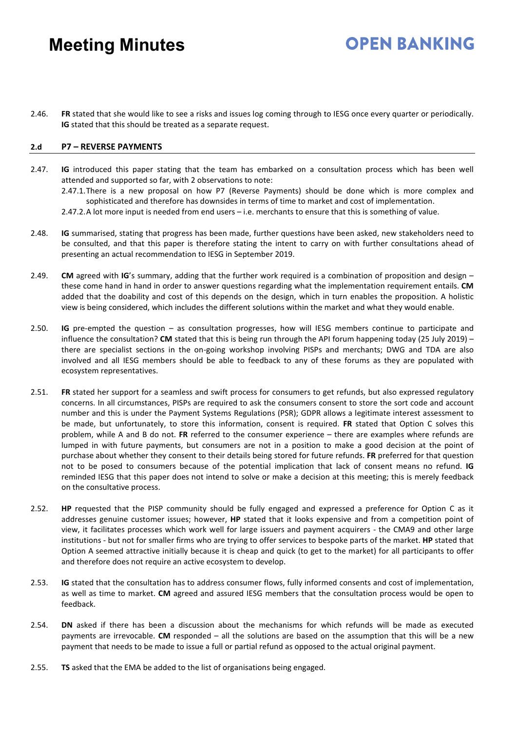2.46. **FR** stated that she would like to see a risks and issues log coming through to IESG once every quarter or periodically. **IG** stated that this should be treated as a separate request.

### 2.d P7 – REVERSE PAYMENTS

2.47. **IG** introduced this paper stating that the team has embarked on a consultation process which has been well attended and supported so far, with 2 observations to note:

2.47.1. There is a new proposal on how P7 (Reverse Payments) should be done which is more complex and sophisticated and therefore has downsides in terms of time to market and cost of implementation.

2.47.2. A lot more input is needed from end users – i.e. merchants to ensure that this is something of value.

2.48. **IG** summarised, stating that progress has been made, further questions have been asked, new stakeholders need to be consulted, and that this paper is therefore stating the intent to carry on with further consultations ahead of presenting an actual recommendation to IESG in September 2019.

2.49. **CM** agreed with **IG**'s summary, adding that the further work required is a combination of proposition and design – these come hand in hand in order to answer questions regarding what the implementation requirement entails. **CM** added that the doability and cost of this depends on the design, which in turn enables the proposition. A holistic view is being considered, which includes the different solutions within the market and what they would enable.

2.50. **IG** pre-empted the question – as consultation progresses, how will IESG members continue to participate and influence the consultation? **CM** stated that this is being run through the API forum happening today (25 July 2019) – there are specialist sections in the on-going workshop involving PISPs and merchants; DWG and TDA are also involved and all IESG members should be able to feedback to any of these forums as they are populated with ecosystem representatives.

2.51. **FR** stated her support for a seamless and swift process for consumers to get refunds, but also expressed regulatory concerns. In all circumstances, PISPs are required to ask the consumers consent to store the sort code and account number and this is under the Payment Systems Regulations (PSR); GDPR allows a legitimate interest assessment to be made, but unfortunately, to store this information, consent is required. **FR** stated that Option C solves this problem, while A and B do not. **FR** referred to the consumer experience – there are examples where refunds are lumped in with future payments, but consumers are not in a position to make a good decision at the point of purchase about whether they consent to their details being stored for future refunds. **FR** preferred for that question not to be posed to consumers because of the potential implication that lack of consent means no refund. **IG** reminded IESG that this paper does not intend to solve or make a decision at this meeting; this is merely feedback on the consultative process.

2.52. **HP** requested that the PISP community should be fully engaged and expressed a preference for Option C as it addresses genuine customer issues; however, **HP** stated that it looks expensive and from a competition point of view, it facilitates processes which work well for large issuers and payment acquirers - the CMA9 and other large institutions - but not for smaller firms who are trying to offer services to bespoke parts of the market. **HP** stated that Option A seemed attractive initially because it is cheap and quick (to get to the market) for all participants to offer and therefore does not require an active ecosystem to develop.

2.53. **IG** stated that the consultation has to address consumer flows, fully informed consents and cost of implementation, as well as time to market. **CM** agreed and assured IESG members that the consultation process would be open to feedback.

2.54. **DN** asked if there has been a discussion about the mechanisms for which refunds will be made as executed payments are irrevocable. **CM** responded – all the solutions are based on the assumption that this will be a new payment that needs to be made to issue a full or partial refund as opposed to the actual original payment.

2.55. **TS** asked that the EMA be added to the list of organisations being engaged.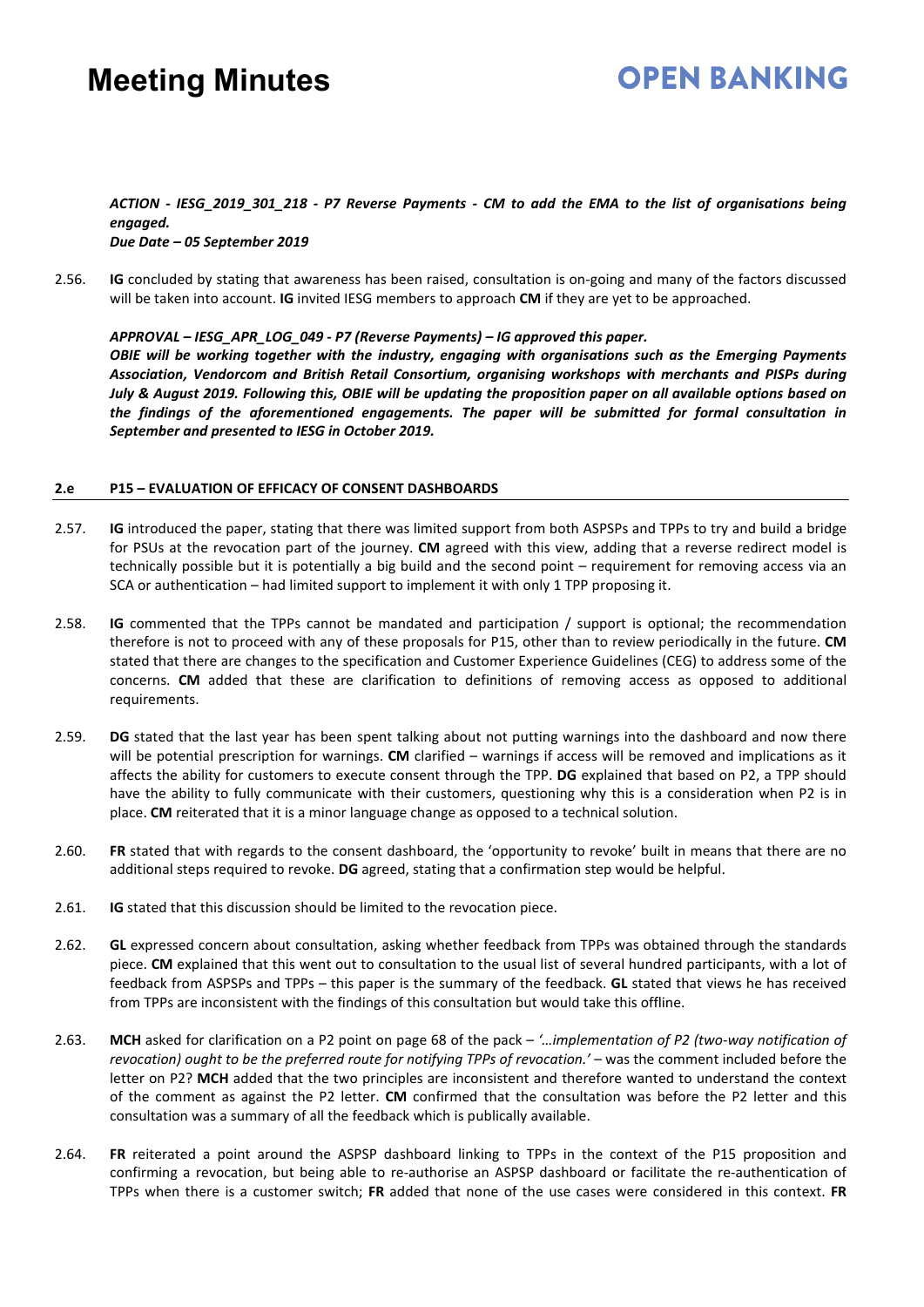***ACTION - IESG_2019_301_218 - P7 Reverse Payments - CM to add the EMA to the list of organisations being engaged.***
***Due Date – 05 September 2019***

2.56. **IG** concluded by stating that awareness has been raised, consultation is on-going and many of the factors discussed will be taken into account. **IG** invited IESG members to approach **CM** if they are yet to be approached.

***APPROVAL – IESG_APR_LOG_049 - P7 (Reverse Payments) – IG approved this paper.***
***OBIE will be working together with the industry, engaging with organisations such as the Emerging Payments Association, Vendorcom and British Retail Consortium, organising workshops with merchants and PISPs during July & August 2019. Following this, OBIE will be updating the proposition paper on all available options based on the findings of the aforementioned engagements. The paper will be submitted for formal consultation in September and presented to IESG in October 2019.***

## 2.e P15 – EVALUATION OF EFFICACY OF CONSENT DASHBOARDS

2.57. **IG** introduced the paper, stating that there was limited support from both ASPSPs and TPPs to try and build a bridge for PSUs at the revocation part of the journey. **CM** agreed with this view, adding that a reverse redirect model is technically possible but it is potentially a big build and the second point – requirement for removing access via an SCA or authentication – had limited support to implement it with only 1 TPP proposing it.

2.58. **IG** commented that the TPPs cannot be mandated and participation / support is optional; the recommendation therefore is not to proceed with any of these proposals for P15, other than to review periodically in the future. **CM** stated that there are changes to the specification and Customer Experience Guidelines (CEG) to address some of the concerns. **CM** added that these are clarification to definitions of removing access as opposed to additional requirements.

2.59. **DG** stated that the last year has been spent talking about not putting warnings into the dashboard and now there will be potential prescription for warnings. **CM** clarified – warnings if access will be removed and implications as it affects the ability for customers to execute consent through the TPP. **DG** explained that based on P2, a TPP should have the ability to fully communicate with their customers, questioning why this is a consideration when P2 is in place. **CM** reiterated that it is a minor language change as opposed to a technical solution.

2.60. **FR** stated that with regards to the consent dashboard, the 'opportunity to revoke' built in means that there are no additional steps required to revoke. **DG** agreed, stating that a confirmation step would be helpful.

2.61. **IG** stated that this discussion should be limited to the revocation piece.

2.62. **GL** expressed concern about consultation, asking whether feedback from TPPs was obtained through the standards piece. **CM** explained that this went out to consultation to the usual list of several hundred participants, with a lot of feedback from ASPSPs and TPPs – this paper is the summary of the feedback. **GL** stated that views he has received from TPPs are inconsistent with the findings of this consultation but would take this offline.

2.63. **MCH** asked for clarification on a P2 point on page 68 of the pack – *'…implementation of P2 (two-way notification of revocation) ought to be the preferred route for notifying TPPs of revocation.'* – was the comment included before the letter on P2? **MCH** added that the two principles are inconsistent and therefore wanted to understand the context of the comment as against the P2 letter. **CM** confirmed that the consultation was before the P2 letter and this consultation was a summary of all the feedback which is publically available.

2.64. **FR** reiterated a point around the ASPSP dashboard linking to TPPs in the context of the P15 proposition and confirming a revocation, but being able to re-authorise an ASPSP dashboard or facilitate the re-authentication of TPPs when there is a customer switch; **FR** added that none of the use cases were considered in this context. **FR**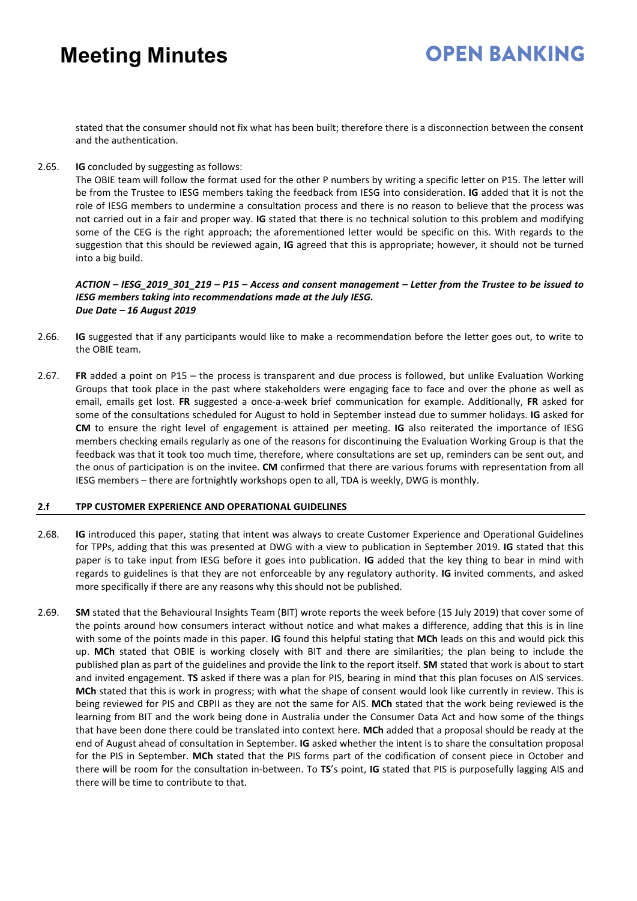stated that the consumer should not fix what has been built; therefore there is a disconnection between the consent and the authentication.

2.65. **IG** concluded by suggesting as follows:
The OBIE team will follow the format used for the other P numbers by writing a specific letter on P15. The letter will be from the Trustee to IESG members taking the feedback from IESG into consideration. **IG** added that it is not the role of IESG members to undermine a consultation process and there is no reason to believe that the process was not carried out in a fair and proper way. **IG** stated that there is no technical solution to this problem and modifying some of the CEG is the right approach; the aforementioned letter would be specific on this. With regards to the suggestion that this should be reviewed again, **IG** agreed that this is appropriate; however, it should not be turned into a big build.

***ACTION – IESG_2019_301_219 – P15 – Access and consent management – Letter from the Trustee to be issued to IESG members taking into recommendations made at the July IESG.***
***Due Date – 16 August 2019***

2.66. **IG** suggested that if any participants would like to make a recommendation before the letter goes out, to write to the OBIE team.

2.67. **FR** added a point on P15 – the process is transparent and due process is followed, but unlike Evaluation Working Groups that took place in the past where stakeholders were engaging face to face and over the phone as well as email, emails get lost. **FR** suggested a once-a-week brief communication for example. Additionally, **FR** asked for some of the consultations scheduled for August to hold in September instead due to summer holidays. **IG** asked for **CM** to ensure the right level of engagement is attained per meeting. **IG** also reiterated the importance of IESG members checking emails regularly as one of the reasons for discontinuing the Evaluation Working Group is that the feedback was that it took too much time, therefore, where consultations are set up, reminders can be sent out, and the onus of participation is on the invitee. **CM** confirmed that there are various forums with representation from all IESG members – there are fortnightly workshops open to all, TDA is weekly, DWG is monthly.

## 2.f TPP CUSTOMER EXPERIENCE AND OPERATIONAL GUIDELINES

2.68. **IG** introduced this paper, stating that intent was always to create Customer Experience and Operational Guidelines for TPPs, adding that this was presented at DWG with a view to publication in September 2019. **IG** stated that this paper is to take input from IESG before it goes into publication. **IG** added that the key thing to bear in mind with regards to guidelines is that they are not enforceable by any regulatory authority. **IG** invited comments, and asked more specifically if there are any reasons why this should not be published.

2.69. **SM** stated that the Behavioural Insights Team (BIT) wrote reports the week before (15 July 2019) that cover some of the points around how consumers interact without notice and what makes a difference, adding that this is in line with some of the points made in this paper. **IG** found this helpful stating that **MCh** leads on this and would pick this up. **MCh** stated that OBIE is working closely with BIT and there are similarities; the plan being to include the published plan as part of the guidelines and provide the link to the report itself. **SM** stated that work is about to start and invited engagement. **TS** asked if there was a plan for PIS, bearing in mind that this plan focuses on AIS services. **MCh** stated that this is work in progress; with what the shape of consent would look like currently in review. This is being reviewed for PIS and CBPII as they are not the same for AIS. **MCh** stated that the work being reviewed is the learning from BIT and the work being done in Australia under the Consumer Data Act and how some of the things that have been done there could be translated into context here. **MCh** added that a proposal should be ready at the end of August ahead of consultation in September. **IG** asked whether the intent is to share the consultation proposal for the PIS in September. **MCh** stated that the PIS forms part of the codification of consent piece in October and there will be room for the consultation in-between. To **TS**'s point, **IG** stated that PIS is purposefully lagging AIS and there will be time to contribute to that.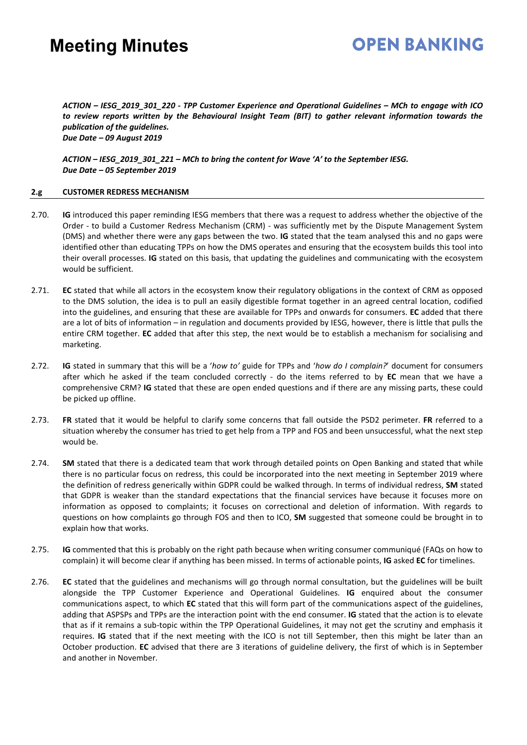***ACTION – IESG_2019_301_220 - TPP Customer Experience and Operational Guidelines – MCh to engage with ICO to review reports written by the Behavioural Insight Team (BIT) to gather relevant information towards the publication of the guidelines.***
***Due Date – 09 August 2019***

***ACTION – IESG_2019_301_221 – MCh to bring the content for Wave 'A' to the September IESG.***
***Due Date – 05 September 2019***

**2.g CUSTOMER REDRESS MECHANISM**

2.70. **IG** introduced this paper reminding IESG members that there was a request to address whether the objective of the Order - to build a Customer Redress Mechanism (CRM) - was sufficiently met by the Dispute Management System (DMS) and whether there were any gaps between the two. **IG** stated that the team analysed this and no gaps were identified other than educating TPPs on how the DMS operates and ensuring that the ecosystem builds this tool into their overall processes. **IG** stated on this basis, that updating the guidelines and communicating with the ecosystem would be sufficient.

2.71. **EC** stated that while all actors in the ecosystem know their regulatory obligations in the context of CRM as opposed to the DMS solution, the idea is to pull an easily digestible format together in an agreed central location, codified into the guidelines, and ensuring that these are available for TPPs and onwards for consumers. **EC** added that there are a lot of bits of information – in regulation and documents provided by IESG, however, there is little that pulls the entire CRM together. **EC** added that after this step, the next would be to establish a mechanism for socialising and marketing.

2.72. **IG** stated in summary that this will be a '*how to*' guide for TPPs and '*how do I complain?*' document for consumers after which he asked if the team concluded correctly - do the items referred to by **EC** mean that we have a comprehensive CRM? **IG** stated that these are open ended questions and if there are any missing parts, these could be picked up offline.

2.73. **FR** stated that it would be helpful to clarify some concerns that fall outside the PSD2 perimeter. **FR** referred to a situation whereby the consumer has tried to get help from a TPP and FOS and been unsuccessful, what the next step would be.

2.74. **SM** stated that there is a dedicated team that work through detailed points on Open Banking and stated that while there is no particular focus on redress, this could be incorporated into the next meeting in September 2019 where the definition of redress generically within GDPR could be walked through. In terms of individual redress, **SM** stated that GDPR is weaker than the standard expectations that the financial services have because it focuses more on information as opposed to complaints; it focuses on correctional and deletion of information. With regards to questions on how complaints go through FOS and then to ICO, **SM** suggested that someone could be brought in to explain how that works.

2.75. **IG** commented that this is probably on the right path because when writing consumer communiqué (FAQs on how to complain) it will become clear if anything has been missed. In terms of actionable points, **IG** asked **EC** for timelines.

2.76. **EC** stated that the guidelines and mechanisms will go through normal consultation, but the guidelines will be built alongside the TPP Customer Experience and Operational Guidelines. **IG** enquired about the consumer communications aspect, to which **EC** stated that this will form part of the communications aspect of the guidelines, adding that ASPSPs and TPPs are the interaction point with the end consumer. **IG** stated that the action is to elevate that as if it remains a sub-topic within the TPP Operational Guidelines, it may not get the scrutiny and emphasis it requires. **IG** stated that if the next meeting with the ICO is not till September, then this might be later than an October production. **EC** advised that there are 3 iterations of guideline delivery, the first of which is in September and another in November.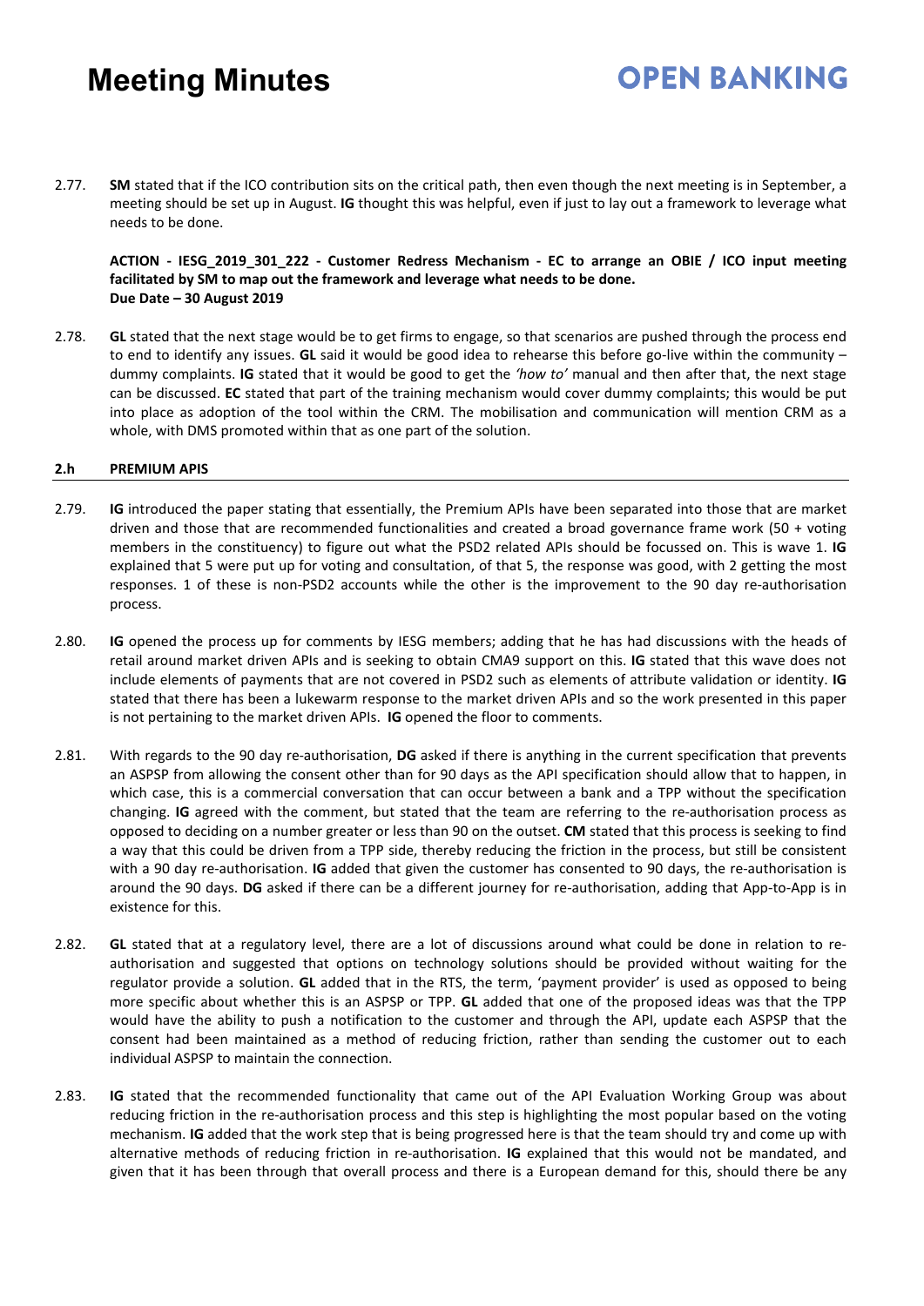2.77. **SM** stated that if the ICO contribution sits on the critical path, then even though the next meeting is in September, a meeting should be set up in August. **IG** thought this was helpful, even if just to lay out a framework to leverage what needs to be done.

**ACTION - IESG_2019_301_222 - Customer Redress Mechanism - EC to arrange an OBIE / ICO input meeting facilitated by SM to map out the framework and leverage what needs to be done.**
**Due Date – 30 August 2019**

2.78. **GL** stated that the next stage would be to get firms to engage, so that scenarios are pushed through the process end to end to identify any issues. **GL** said it would be good idea to rehearse this before go-live within the community – dummy complaints. **IG** stated that it would be good to get the *'how to'* manual and then after that, the next stage can be discussed. **EC** stated that part of the training mechanism would cover dummy complaints; this would be put into place as adoption of the tool within the CRM. The mobilisation and communication will mention CRM as a whole, with DMS promoted within that as one part of the solution.

## 2.h PREMIUM APIS

2.79. **IG** introduced the paper stating that essentially, the Premium APIs have been separated into those that are market driven and those that are recommended functionalities and created a broad governance frame work (50 + voting members in the constituency) to figure out what the PSD2 related APIs should be focussed on. This is wave 1. **IG** explained that 5 were put up for voting and consultation, of that 5, the response was good, with 2 getting the most responses. 1 of these is non-PSD2 accounts while the other is the improvement to the 90 day re-authorisation process.

2.80. **IG** opened the process up for comments by IESG members; adding that he has had discussions with the heads of retail around market driven APIs and is seeking to obtain CMA9 support on this. **IG** stated that this wave does not include elements of payments that are not covered in PSD2 such as elements of attribute validation or identity. **IG** stated that there has been a lukewarm response to the market driven APIs and so the work presented in this paper is not pertaining to the market driven APIs. **IG** opened the floor to comments.

2.81. With regards to the 90 day re-authorisation, **DG** asked if there is anything in the current specification that prevents an ASPSP from allowing the consent other than for 90 days as the API specification should allow that to happen, in which case, this is a commercial conversation that can occur between a bank and a TPP without the specification changing. **IG** agreed with the comment, but stated that the team are referring to the re-authorisation process as opposed to deciding on a number greater or less than 90 on the outset. **CM** stated that this process is seeking to find a way that this could be driven from a TPP side, thereby reducing the friction in the process, but still be consistent with a 90 day re-authorisation. **IG** added that given the customer has consented to 90 days, the re-authorisation is around the 90 days. **DG** asked if there can be a different journey for re-authorisation, adding that App-to-App is in existence for this.

2.82. **GL** stated that at a regulatory level, there are a lot of discussions around what could be done in relation to re-authorisation and suggested that options on technology solutions should be provided without waiting for the regulator provide a solution. **GL** added that in the RTS, the term, 'payment provider' is used as opposed to being more specific about whether this is an ASPSP or TPP. **GL** added that one of the proposed ideas was that the TPP would have the ability to push a notification to the customer and through the API, update each ASPSP that the consent had been maintained as a method of reducing friction, rather than sending the customer out to each individual ASPSP to maintain the connection.

2.83. **IG** stated that the recommended functionality that came out of the API Evaluation Working Group was about reducing friction in the re-authorisation process and this step is highlighting the most popular based on the voting mechanism. **IG** added that the work step that is being progressed here is that the team should try and come up with alternative methods of reducing friction in re-authorisation. **IG** explained that this would not be mandated, and given that it has been through that overall process and there is a European demand for this, should there be any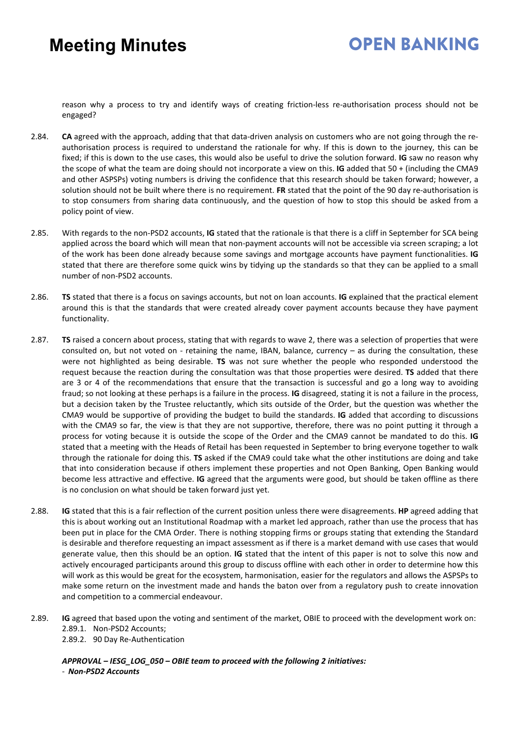reason why a process to try and identify ways of creating friction-less re-authorisation process should not be engaged?

2.84. **CA** agreed with the approach, adding that that data-driven analysis on customers who are not going through the re-authorisation process is required to understand the rationale for why. If this is down to the journey, this can be fixed; if this is down to the use cases, this would also be useful to drive the solution forward. **IG** saw no reason why the scope of what the team are doing should not incorporate a view on this. **IG** added that 50 + (including the CMA9 and other ASPSPs) voting numbers is driving the confidence that this research should be taken forward; however, a solution should not be built where there is no requirement. **FR** stated that the point of the 90 day re-authorisation is to stop consumers from sharing data continuously, and the question of how to stop this should be asked from a policy point of view.

2.85. With regards to the non-PSD2 accounts, **IG** stated that the rationale is that there is a cliff in September for SCA being applied across the board which will mean that non-payment accounts will not be accessible via screen scraping; a lot of the work has been done already because some savings and mortgage accounts have payment functionalities. **IG** stated that there are therefore some quick wins by tidying up the standards so that they can be applied to a small number of non-PSD2 accounts.

2.86. **TS** stated that there is a focus on savings accounts, but not on loan accounts. **IG** explained that the practical element around this is that the standards that were created already cover payment accounts because they have payment functionality.

2.87. **TS** raised a concern about process, stating that with regards to wave 2, there was a selection of properties that were consulted on, but not voted on - retaining the name, IBAN, balance, currency – as during the consultation, these were not highlighted as being desirable. **TS** was not sure whether the people who responded understood the request because the reaction during the consultation was that those properties were desired. **TS** added that there are 3 or 4 of the recommendations that ensure that the transaction is successful and go a long way to avoiding fraud; so not looking at these perhaps is a failure in the process. **IG** disagreed, stating it is not a failure in the process, but a decision taken by the Trustee reluctantly, which sits outside of the Order, but the question was whether the CMA9 would be supportive of providing the budget to build the standards. **IG** added that according to discussions with the CMA9 so far, the view is that they are not supportive, therefore, there was no point putting it through a process for voting because it is outside the scope of the Order and the CMA9 cannot be mandated to do this. **IG** stated that a meeting with the Heads of Retail has been requested in September to bring everyone together to walk through the rationale for doing this. **TS** asked if the CMA9 could take what the other institutions are doing and take that into consideration because if others implement these properties and not Open Banking, Open Banking would become less attractive and effective. **IG** agreed that the arguments were good, but should be taken offline as there is no conclusion on what should be taken forward just yet.

2.88. **IG** stated that this is a fair reflection of the current position unless there were disagreements. **HP** agreed adding that this is about working out an Institutional Roadmap with a market led approach, rather than use the process that has been put in place for the CMA Order. There is nothing stopping firms or groups stating that extending the Standard is desirable and therefore requesting an impact assessment as if there is a market demand with use cases that would generate value, then this should be an option. **IG** stated that the intent of this paper is not to solve this now and actively encouraged participants around this group to discuss offline with each other in order to determine how this will work as this would be great for the ecosystem, harmonisation, easier for the regulators and allows the ASPSPs to make some return on the investment made and hands the baton over from a regulatory push to create innovation and competition to a commercial endeavour.

2.89. **IG** agreed that based upon the voting and sentiment of the market, OBIE to proceed with the development work on:
   2.89.1. Non-PSD2 Accounts;
   2.89.2. 90 Day Re-Authentication

***APPROVAL – IESG_LOG_050 – OBIE team to proceed with the following 2 initiatives:***
- ***Non-PSD2 Accounts***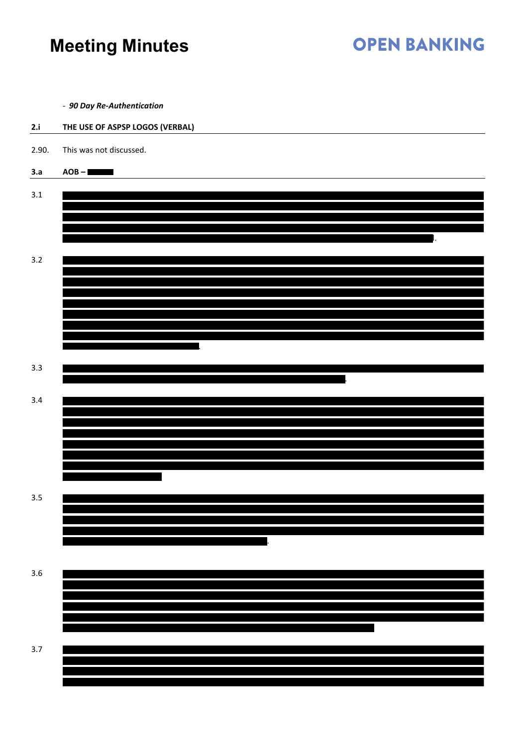- *90 Day Re-Authentication*

**2.i THE USE OF ASPSP LOGOS (VERBAL)**

2.90. This was not discussed.

**3.a AOB –**

3.1

3.2

3.3

3.4

3.5

3.6

3.7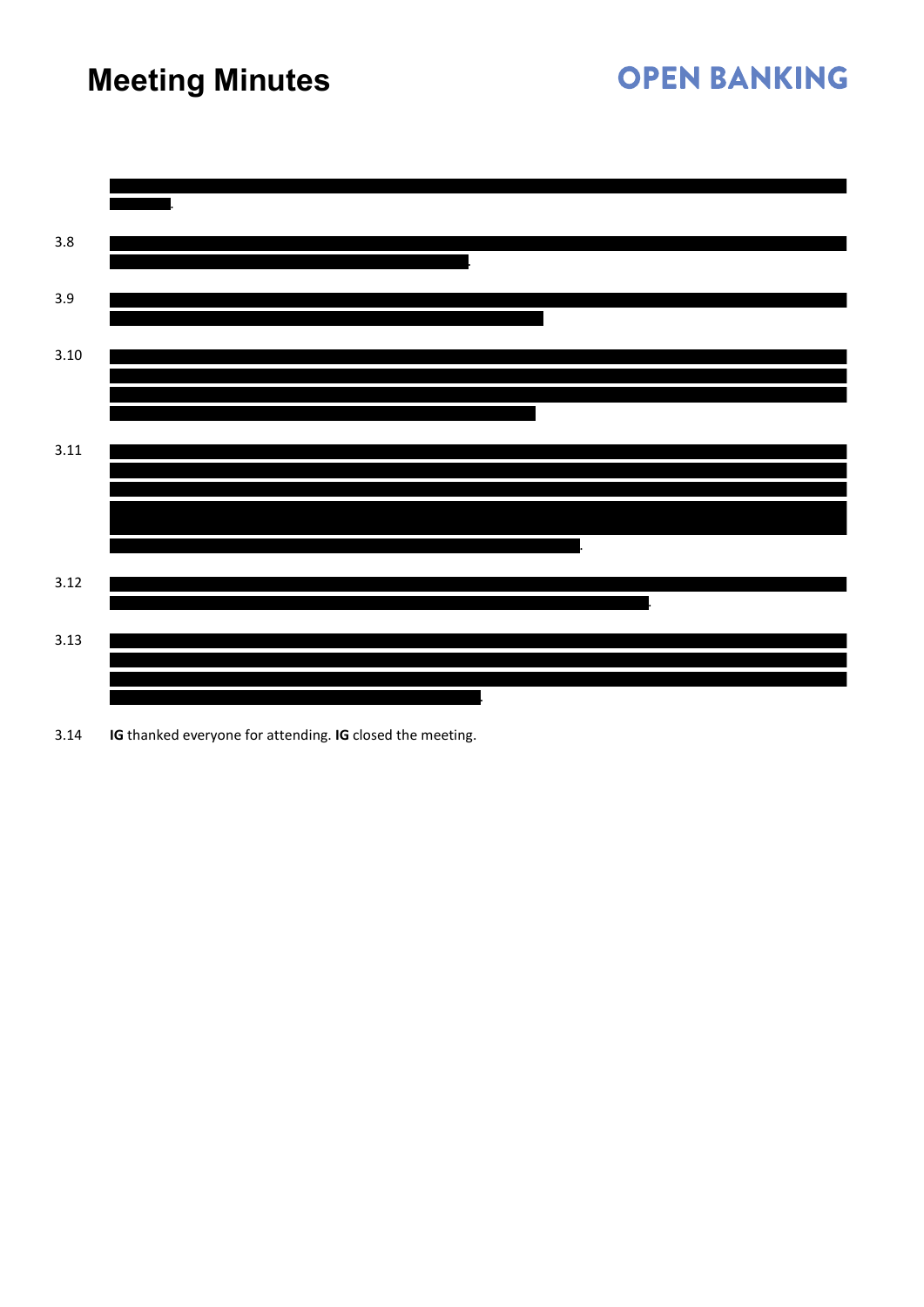# Meeting Minutes

[REDACTED].

3.8 [REDACTED].

3.9 [REDACTED]

3.10 [REDACTED]

3.11 [REDACTED].

3.12 [REDACTED].

3.13 [REDACTED].

3.14 **IG** thanked everyone for attending. **IG** closed the meeting.